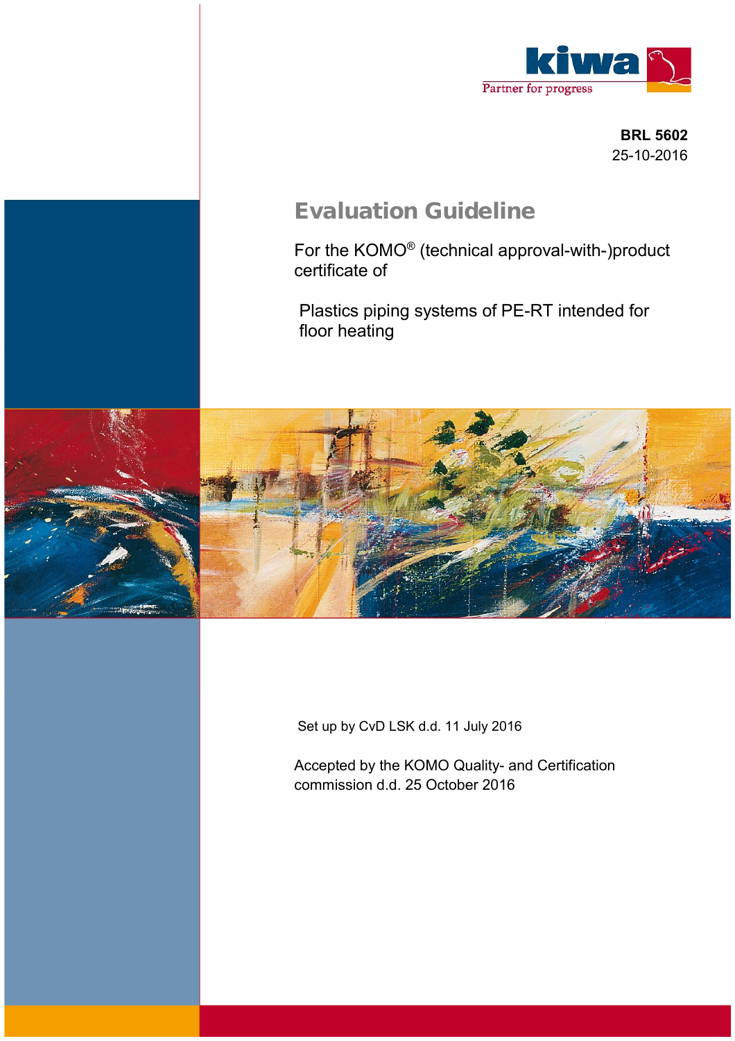kiwa

Partner for progress

**BRL 5602**
25-10-2016

# Evaluation Guideline

For the KOMO® (technical approval-with-)product certificate of

Plastics piping systems of PE-RT intended for floor heating

Set up by CvD LSK d.d. 11 July 2016

Accepted by the KOMO Quality- and Certification commission d.d. 25 October 2016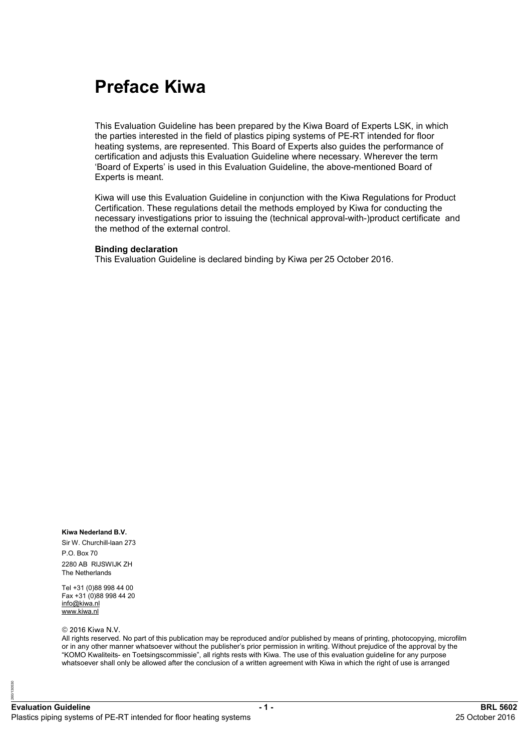# Preface Kiwa

This Evaluation Guideline has been prepared by the Kiwa Board of Experts LSK, in which the parties interested in the field of plastics piping systems of PE-RT intended for floor heating systems, are represented. This Board of Experts also guides the performance of certification and adjusts this Evaluation Guideline where necessary. Wherever the term 'Board of Experts' is used in this Evaluation Guideline, the above-mentioned Board of Experts is meant.

Kiwa will use this Evaluation Guideline in conjunction with the Kiwa Regulations for Product Certification. These regulations detail the methods employed by Kiwa for conducting the necessary investigations prior to issuing the (technical approval-with-)product certificate and the method of the external control.

**Binding declaration**
This Evaluation Guideline is declared binding by Kiwa per 25 October 2016.

**Kiwa Nederland B.V.**
Sir W. Churchill-laan 273
P.O. Box 70
2280 AB RIJSWIJK ZH
The Netherlands

Tel +31 (0)88 998 44 00
Fax +31 (0)88 998 44 20
info@kiwa.nl
www.kiwa.nl

© 2016 Kiwa N.V.
All rights reserved. No part of this publication may be reproduced and/or published by means of printing, photocopying, microfilm or in any other manner whatsoever without the publisher's prior permission in writing. Without prejudice of the approval by the "KOMO Kwaliteits- en Toetsingscommissie", all rights rests with Kiwa. The use of this evaluation guideline for any purpose whatsoever shall only be allowed after the conclusion of a written agreement with Kiwa in which the right of use is arranged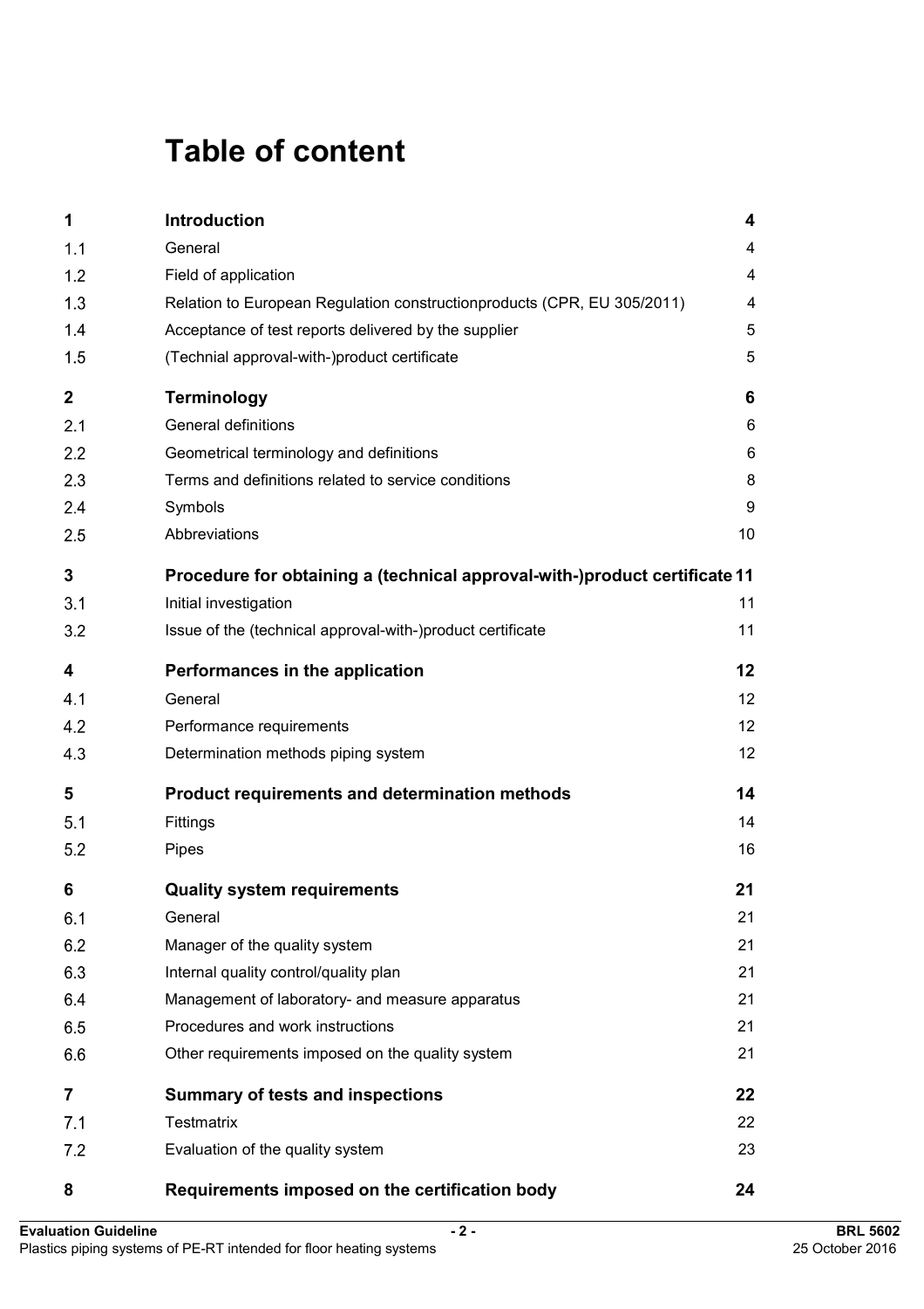# Table of content

| | | |
|---|---|---|
| **1** | **Introduction** | **4** |
| 1.1 | General | 4 |
| 1.2 | Field of application | 4 |
| 1.3 | Relation to European Regulation constructionproducts (CPR, EU 305/2011) | 4 |
| 1.4 | Acceptance of test reports delivered by the supplier | 5 |
| 1.5 | (Technial approval-with-)product certificate | 5 |
| **2** | **Terminology** | **6** |
| 2.1 | General definitions | 6 |
| 2.2 | Geometrical terminology and definitions | 6 |
| 2.3 | Terms and definitions related to service conditions | 8 |
| 2.4 | Symbols | 9 |
| 2.5 | Abbreviations | 10 |
| **3** | **Procedure for obtaining a (technical approval-with-)product certificate** | **11** |
| 3.1 | Initial investigation | 11 |
| 3.2 | Issue of the (technical approval-with-)product certificate | 11 |
| **4** | **Performances in the application** | **12** |
| 4.1 | General | 12 |
| 4.2 | Performance requirements | 12 |
| 4.3 | Determination methods piping system | 12 |
| **5** | **Product requirements and determination methods** | **14** |
| 5.1 | Fittings | 14 |
| 5.2 | Pipes | 16 |
| **6** | **Quality system requirements** | **21** |
| 6.1 | General | 21 |
| 6.2 | Manager of the quality system | 21 |
| 6.3 | Internal quality control/quality plan | 21 |
| 6.4 | Management of laboratory- and measure apparatus | 21 |
| 6.5 | Procedures and work instructions | 21 |
| 6.6 | Other requirements imposed on the quality system | 21 |
| **7** | **Summary of tests and inspections** | **22** |
| 7.1 | Testmatrix | 22 |
| 7.2 | Evaluation of the quality system | 23 |
| **8** | **Requirements imposed on the certification body** | **24** |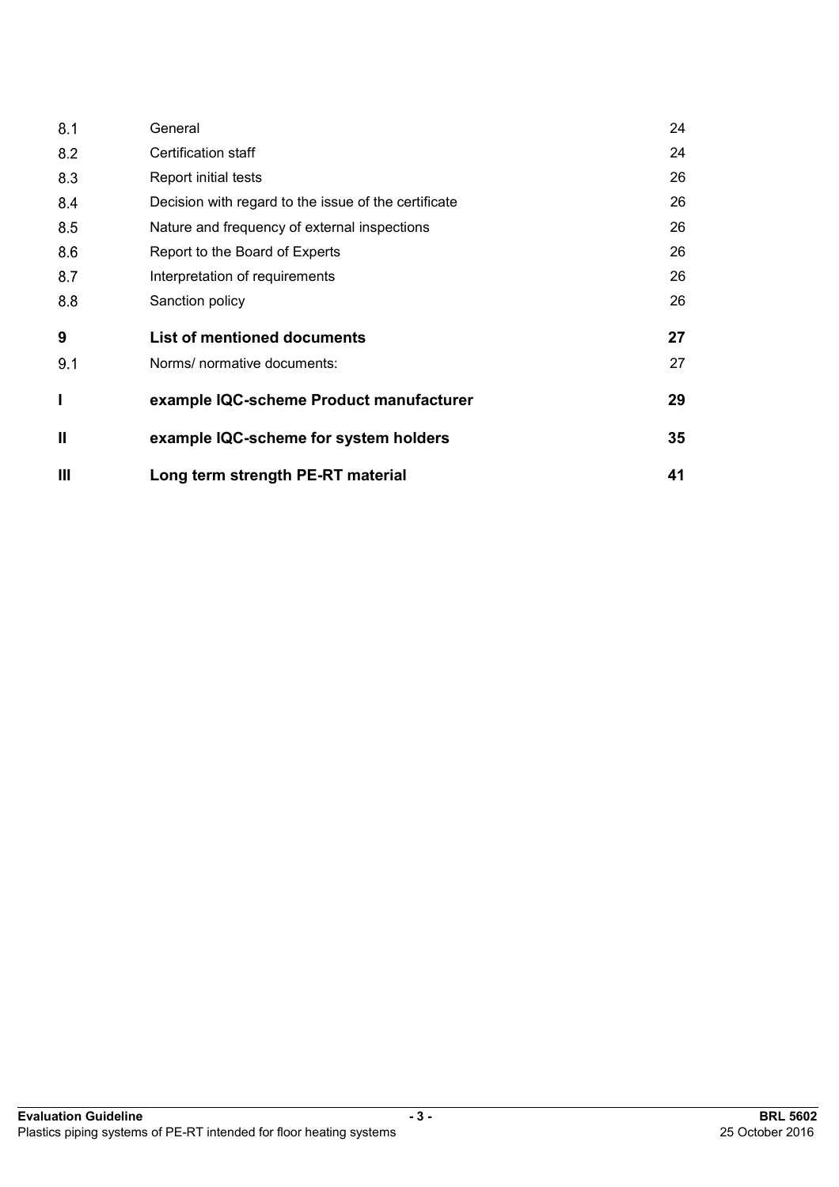| | | |
|---|---|---|
| 8.1 | General | 24 |
| 8.2 | Certification staff | 24 |
| 8.3 | Report initial tests | 26 |
| 8.4 | Decision with regard to the issue of the certificate | 26 |
| 8.5 | Nature and frequency of external inspections | 26 |
| 8.6 | Report to the Board of Experts | 26 |
| 8.7 | Interpretation of requirements | 26 |
| 8.8 | Sanction policy | 26 |
| **9** | **List of mentioned documents** | **27** |
| 9.1 | Norms/ normative documents: | 27 |
| **I** | **example IQC-scheme Product manufacturer** | **29** |
| **II** | **example IQC-scheme for system holders** | **35** |
| **III** | **Long term strength PE-RT material** | **41** |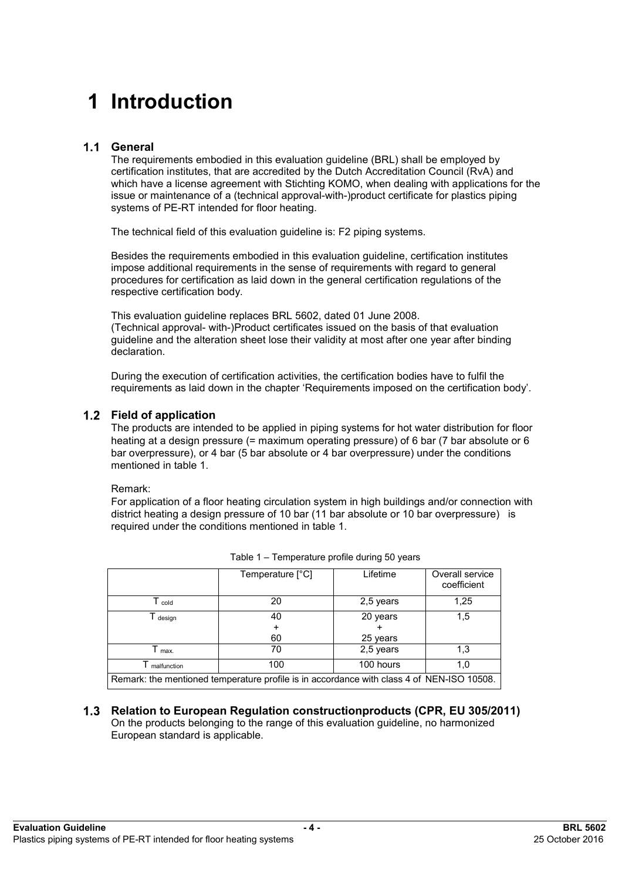# 1 Introduction

## 1.1 General

The requirements embodied in this evaluation guideline (BRL) shall be employed by certification institutes, that are accredited by the Dutch Accreditation Council (RvA) and which have a license agreement with Stichting KOMO, when dealing with applications for the issue or maintenance of a (technical approval-with-)product certificate for plastics piping systems of PE-RT intended for floor heating.

The technical field of this evaluation guideline is: F2 piping systems.

Besides the requirements embodied in this evaluation guideline, certification institutes impose additional requirements in the sense of requirements with regard to general procedures for certification as laid down in the general certification regulations of the respective certification body.

This evaluation guideline replaces BRL 5602, dated 01 June 2008.
(Technical approval- with-)Product certificates issued on the basis of that evaluation guideline and the alteration sheet lose their validity at most after one year after binding declaration.

During the execution of certification activities, the certification bodies have to fulfil the requirements as laid down in the chapter 'Requirements imposed on the certification body'.

## 1.2 Field of application

The products are intended to be applied in piping systems for hot water distribution for floor heating at a design pressure (= maximum operating pressure) of 6 bar (7 bar absolute or 6 bar overpressure), or 4 bar (5 bar absolute or 4 bar overpressure) under the conditions mentioned in table 1.

Remark:
For application of a floor heating circulation system in high buildings and/or connection with district heating a design pressure of 10 bar (11 bar absolute or 10 bar overpressure) is required under the conditions mentioned in table 1.

Table 1 – Temperature profile during 50 years

| | Temperature [°C] | Lifetime | Overall service coefficient |
|---|---|---|---|
| $T_{cold}$ | 20 | 2,5 years | 1,25 |
| $T_{design}$ | 40 + 60 | 20 years + 25 years | 1,5 |
| $T_{max.}$ | 70 | 2,5 years | 1,3 |
| $T_{malfunction}$ | 100 | 100 hours | 1,0 |
| Remark: the mentioned temperature profile is in accordance with class 4 of NEN-ISO 10508. | | | |

## 1.3 Relation to European Regulation constructionproducts (CPR, EU 305/2011)

On the products belonging to the range of this evaluation guideline, no harmonized European standard is applicable.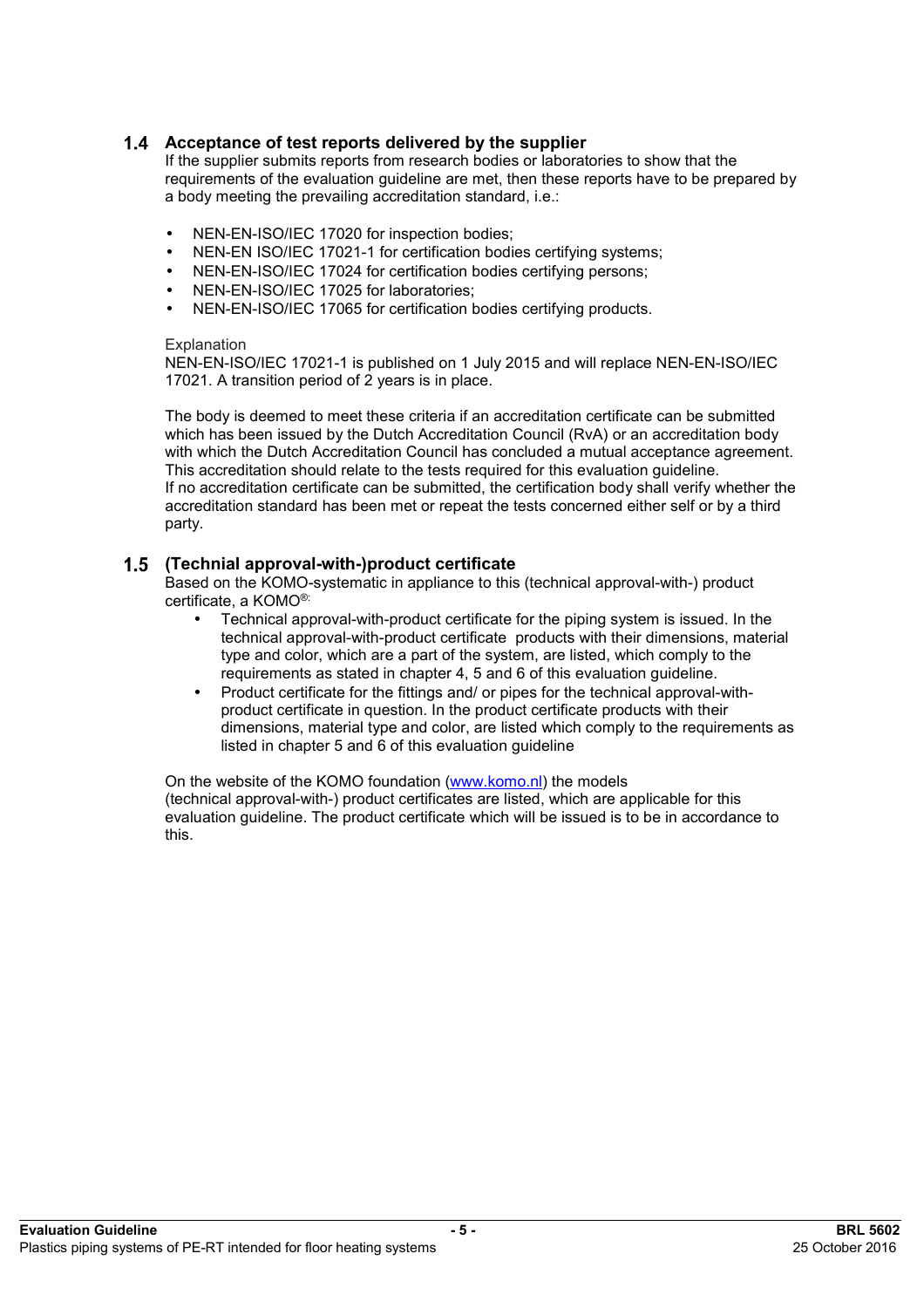## 1.4 Acceptance of test reports delivered by the supplier

If the supplier submits reports from research bodies or laboratories to show that the requirements of the evaluation guideline are met, then these reports have to be prepared by a body meeting the prevailing accreditation standard, i.e.:

- NEN-EN-ISO/IEC 17020 for inspection bodies;
- NEN-EN ISO/IEC 17021-1 for certification bodies certifying systems;
- NEN-EN-ISO/IEC 17024 for certification bodies certifying persons;
- NEN-EN-ISO/IEC 17025 for laboratories;
- NEN-EN-ISO/IEC 17065 for certification bodies certifying products.

Explanation
NEN-EN-ISO/IEC 17021-1 is published on 1 July 2015 and will replace NEN-EN-ISO/IEC 17021. A transition period of 2 years is in place.

The body is deemed to meet these criteria if an accreditation certificate can be submitted which has been issued by the Dutch Accreditation Council (RvA) or an accreditation body with which the Dutch Accreditation Council has concluded a mutual acceptance agreement. This accreditation should relate to the tests required for this evaluation guideline.
If no accreditation certificate can be submitted, the certification body shall verify whether the accreditation standard has been met or repeat the tests concerned either self or by a third party.

## 1.5 (Technial approval-with-)product certificate

Based on the KOMO-systematic in appliance to this (technical approval-with-) product certificate, a KOMO®:

- Technical approval-with-product certificate for the piping system is issued. In the technical approval-with-product certificate products with their dimensions, material type and color, which are a part of the system, are listed, which comply to the requirements as stated in chapter 4, 5 and 6 of this evaluation guideline.
- Product certificate for the fittings and/ or pipes for the technical approval-with-product certificate in question. In the product certificate products with their dimensions, material type and color, are listed which comply to the requirements as listed in chapter 5 and 6 of this evaluation guideline

On the website of the KOMO foundation (www.komo.nl) the models (technical approval-with-) product certificates are listed, which are applicable for this evaluation guideline. The product certificate which will be issued is to be in accordance to this.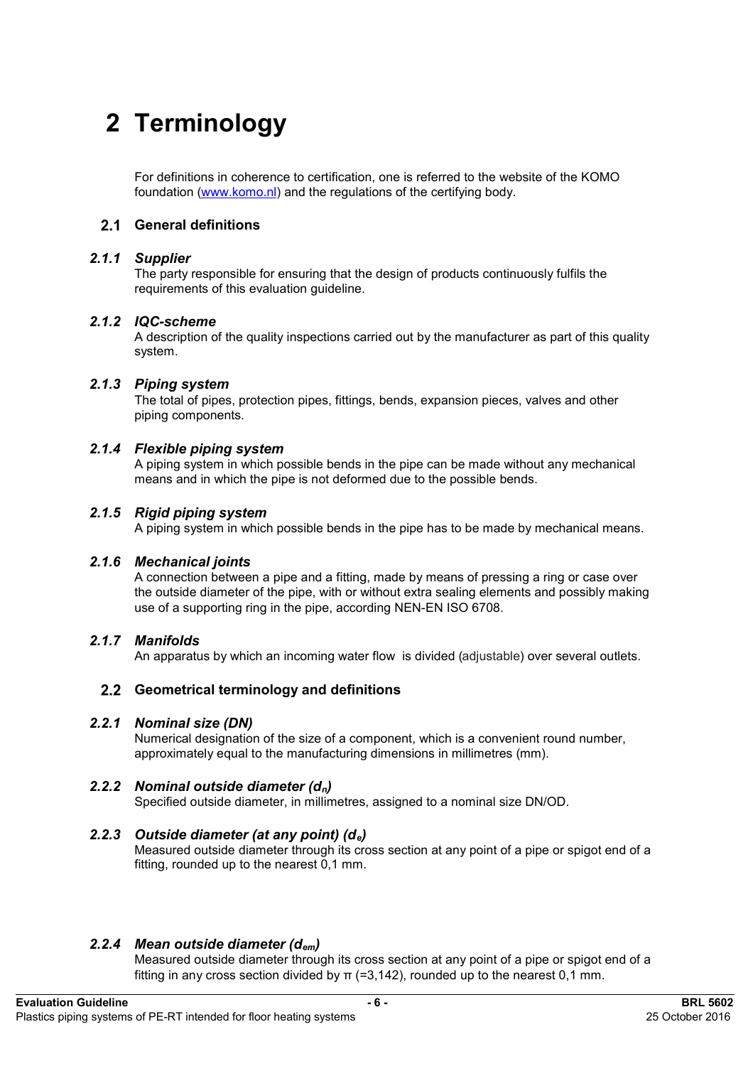# 2 Terminology

For definitions in coherence to certification, one is referred to the website of the KOMO foundation (www.komo.nl) and the regulations of the certifying body.

## 2.1 General definitions

### *2.1.1 Supplier*

The party responsible for ensuring that the design of products continuously fulfils the requirements of this evaluation guideline.

### *2.1.2 IQC-scheme*

A description of the quality inspections carried out by the manufacturer as part of this quality system.

### *2.1.3 Piping system*

The total of pipes, protection pipes, fittings, bends, expansion pieces, valves and other piping components.

### *2.1.4 Flexible piping system*

A piping system in which possible bends in the pipe can be made without any mechanical means and in which the pipe is not deformed due to the possible bends.

### *2.1.5 Rigid piping system*

A piping system in which possible bends in the pipe has to be made by mechanical means.

### *2.1.6 Mechanical joints*

A connection between a pipe and a fitting, made by means of pressing a ring or case over the outside diameter of the pipe, with or without extra sealing elements and possibly making use of a supporting ring in the pipe, according NEN-EN ISO 6708.

### *2.1.7 Manifolds*

An apparatus by which an incoming water flow is divided (adjustable) over several outlets.

## 2.2 Geometrical terminology and definitions

### *2.2.1 Nominal size (DN)*

Numerical designation of the size of a component, which is a convenient round number, approximately equal to the manufacturing dimensions in millimetres (mm).

### *2.2.2 Nominal outside diameter ($d_n$)*

Specified outside diameter, in millimetres, assigned to a nominal size DN/OD.

### *2.2.3 Outside diameter (at any point) ($d_e$)*

Measured outside diameter through its cross section at any point of a pipe or spigot end of a fitting, rounded up to the nearest 0,1 mm.

### *2.2.4 Mean outside diameter ($d_{em}$)*

Measured outside diameter through its cross section at any point of a pipe or spigot end of a fitting in any cross section divided by $\pi$ (=3,142), rounded up to the nearest 0,1 mm.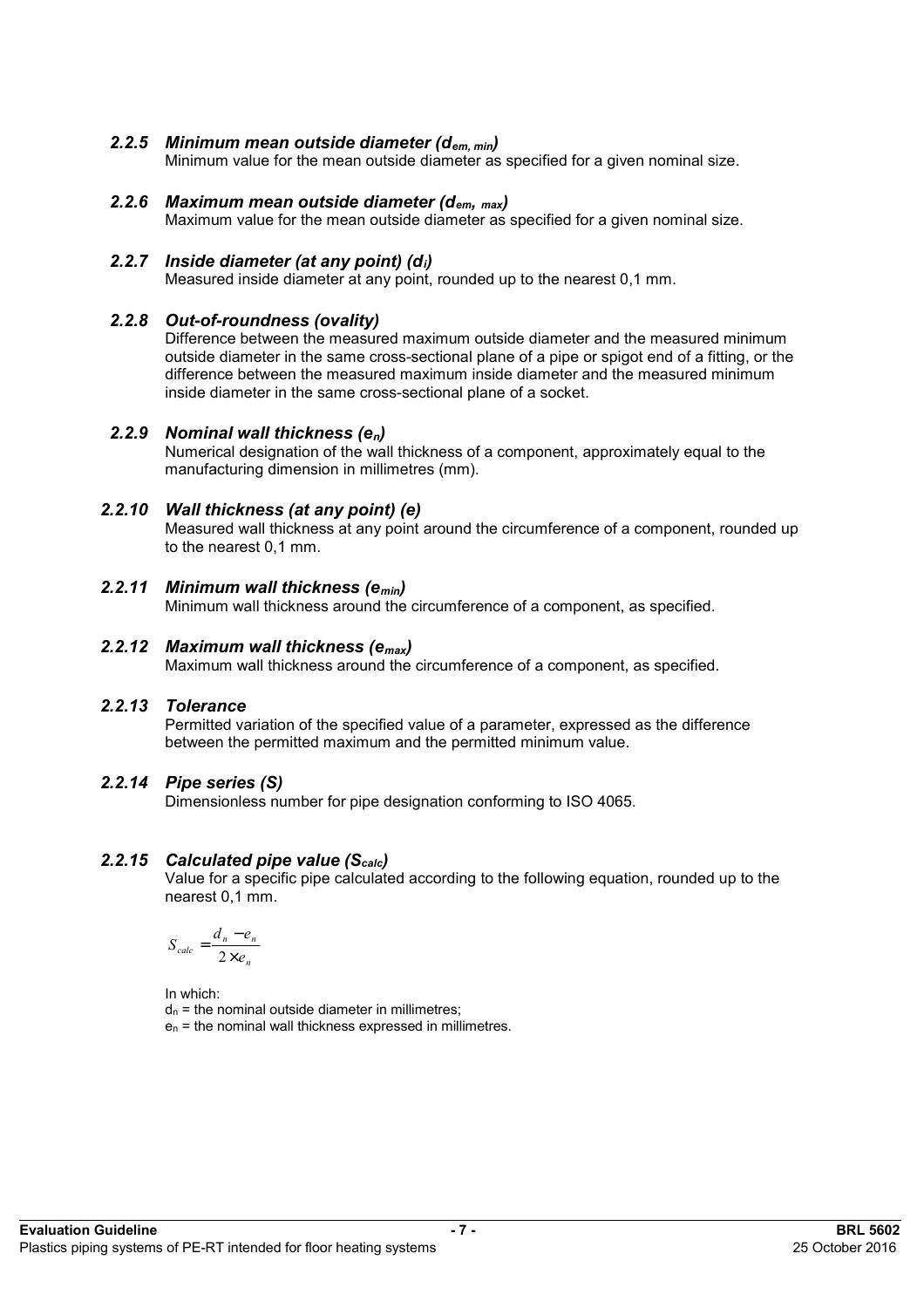### 2.2.5 Minimum mean outside diameter ($d_{em, min}$)

Minimum value for the mean outside diameter as specified for a given nominal size.

### 2.2.6 Maximum mean outside diameter ($d_{em, max}$)

Maximum value for the mean outside diameter as specified for a given nominal size.

### 2.2.7 Inside diameter (at any point) ($d_i$)

Measured inside diameter at any point, rounded up to the nearest 0,1 mm.

### 2.2.8 Out-of-roundness (ovality)

Difference between the measured maximum outside diameter and the measured minimum outside diameter in the same cross-sectional plane of a pipe or spigot end of a fitting, or the difference between the measured maximum inside diameter and the measured minimum inside diameter in the same cross-sectional plane of a socket.

### 2.2.9 Nominal wall thickness ($e_n$)

Numerical designation of the wall thickness of a component, approximately equal to the manufacturing dimension in millimetres (mm).

### 2.2.10 Wall thickness (at any point) ($e$)

Measured wall thickness at any point around the circumference of a component, rounded up to the nearest 0,1 mm.

### 2.2.11 Minimum wall thickness ($e_{min}$)

Minimum wall thickness around the circumference of a component, as specified.

### 2.2.12 Maximum wall thickness ($e_{max}$)

Maximum wall thickness around the circumference of a component, as specified.

### 2.2.13 Tolerance

Permitted variation of the specified value of a parameter, expressed as the difference between the permitted maximum and the permitted minimum value.

### 2.2.14 Pipe series (S)

Dimensionless number for pipe designation conforming to ISO 4065.

### 2.2.15 Calculated pipe value ($S_{calc}$)

Value for a specific pipe calculated according to the following equation, rounded up to the nearest 0,1 mm.

$$S_{calc} = \frac{d_n - e_n}{2 \times e_n}$$

In which:

$d_n$ = the nominal outside diameter in millimetres;

$e_n$ = the nominal wall thickness expressed in millimetres.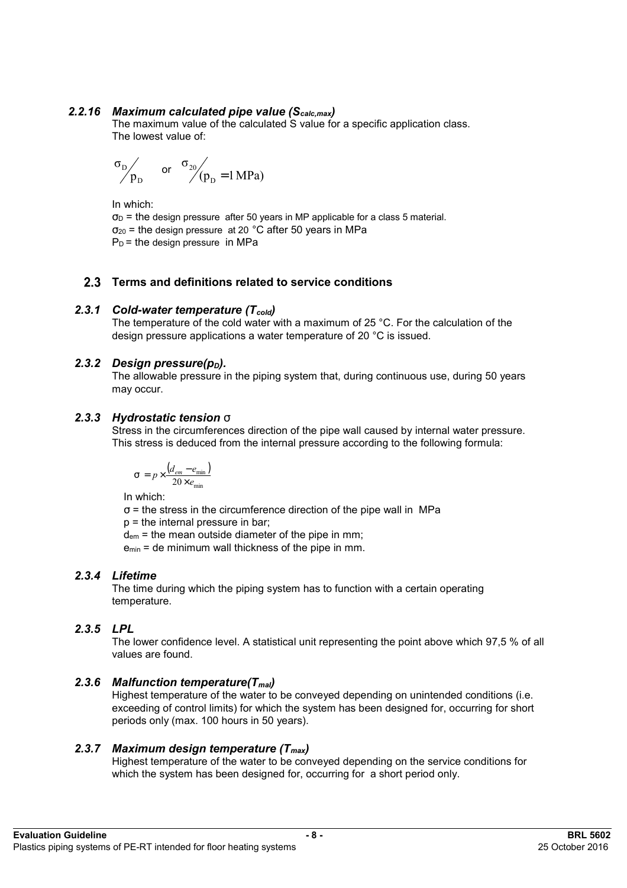### 2.2.16 *Maximum calculated pipe value ($S_{calc,max}$)*

The maximum value of the calculated S value for a specific application class.
The lowest value of:

$$\sigma_D / p_D \quad \text{or} \quad \sigma_{20} / (p_D = 1\,\text{MPa})$$

In which:

$\sigma_D$ = the design pressure after 50 years in MP applicable for a class 5 material.
$\sigma_{20}$ = the design pressure at 20 °C after 50 years in MPa
$P_D$ = the design pressure in MPa

## 2.3 Terms and definitions related to service conditions

### 2.3.1 *Cold-water temperature ($T_{cold}$)*

The temperature of the cold water with a maximum of 25 °C. For the calculation of the design pressure applications a water temperature of 20 °C is issued.

### 2.3.2 *Design pressure($p_D$).*

The allowable pressure in the piping system that, during continuous use, during 50 years may occur.

### 2.3.3 *Hydrostatic tension* σ

Stress in the circumferences direction of the pipe wall caused by internal water pressure. This stress is deduced from the internal pressure according to the following formula:

$$\sigma = p \times \frac{(d_{em} - e_{min})}{20 \times e_{min}}$$

In which:

σ = the stress in the circumference direction of the pipe wall in MPa
p = the internal pressure in bar;
$d_{em}$ = the mean outside diameter of the pipe in mm;
$e_{min}$ = de minimum wall thickness of the pipe in mm.

### 2.3.4 *Lifetime*

The time during which the piping system has to function with a certain operating temperature.

### 2.3.5 *LPL*

The lower confidence level. A statistical unit representing the point above which 97,5 % of all values are found.

### 2.3.6 *Malfunction temperature($T_{mal}$)*

Highest temperature of the water to be conveyed depending on unintended conditions (i.e. exceeding of control limits) for which the system has been designed for, occurring for short periods only (max. 100 hours in 50 years).

### 2.3.7 *Maximum design temperature ($T_{max}$)*

Highest temperature of the water to be conveyed depending on the service conditions for which the system has been designed for, occurring for a short period only.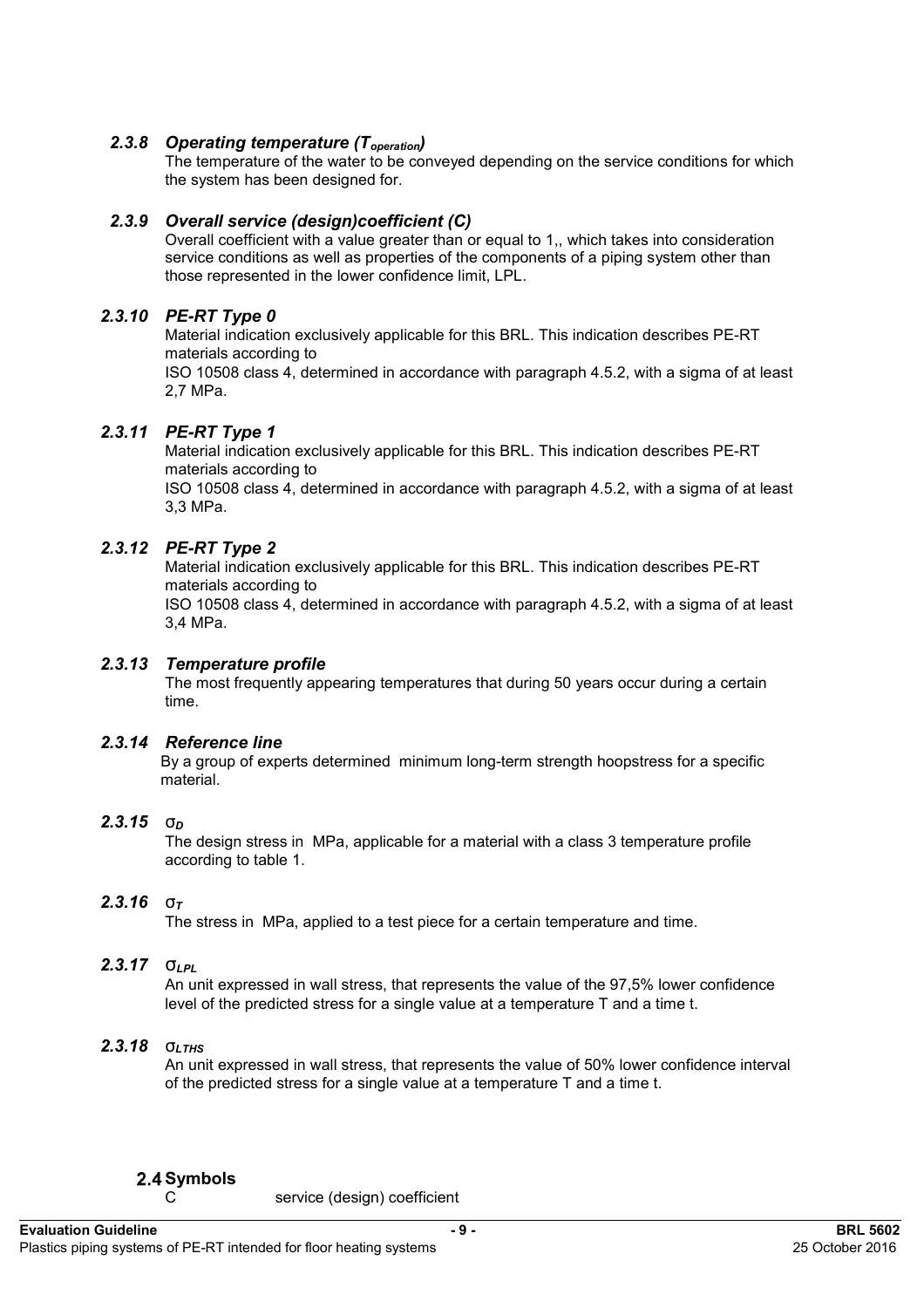### *2.3.8 Operating temperature ($T_{operation}$)*

The temperature of the water to be conveyed depending on the service conditions for which the system has been designed for.

### *2.3.9 Overall service (design)coefficient (C)*

Overall coefficient with a value greater than or equal to 1,, which takes into consideration service conditions as well as properties of the components of a piping system other than those represented in the lower confidence limit, LPL.

### *2.3.10 PE-RT Type 0*

Material indication exclusively applicable for this BRL. This indication describes PE-RT materials according to
ISO 10508 class 4, determined in accordance with paragraph 4.5.2, with a sigma of at least 2,7 MPa.

### *2.3.11 PE-RT Type 1*

Material indication exclusively applicable for this BRL. This indication describes PE-RT materials according to
ISO 10508 class 4, determined in accordance with paragraph 4.5.2, with a sigma of at least 3,3 MPa.

### *2.3.12 PE-RT Type 2*

Material indication exclusively applicable for this BRL. This indication describes PE-RT materials according to
ISO 10508 class 4, determined in accordance with paragraph 4.5.2, with a sigma of at least 3,4 MPa.

### *2.3.13 Temperature profile*

The most frequently appearing temperatures that during 50 years occur during a certain time.

### *2.3.14 Reference line*

By a group of experts determined minimum long-term strength hoopstress for a specific material.

### *2.3.15 $\sigma_D$*

The design stress in MPa, applicable for a material with a class 3 temperature profile according to table 1.

### *2.3.16 $\sigma_T$*

The stress in MPa, applied to a test piece for a certain temperature and time.

### *2.3.17 $\sigma_{LPL}$*

An unit expressed in wall stress, that represents the value of the 97,5% lower confidence level of the predicted stress for a single value at a temperature T and a time t.

### *2.3.18 $\sigma_{LTHS}$*

An unit expressed in wall stress, that represents the value of 50% lower confidence interval of the predicted stress for a single value at a temperature T and a time t.

## 2.4 Symbols

C service (design) coefficient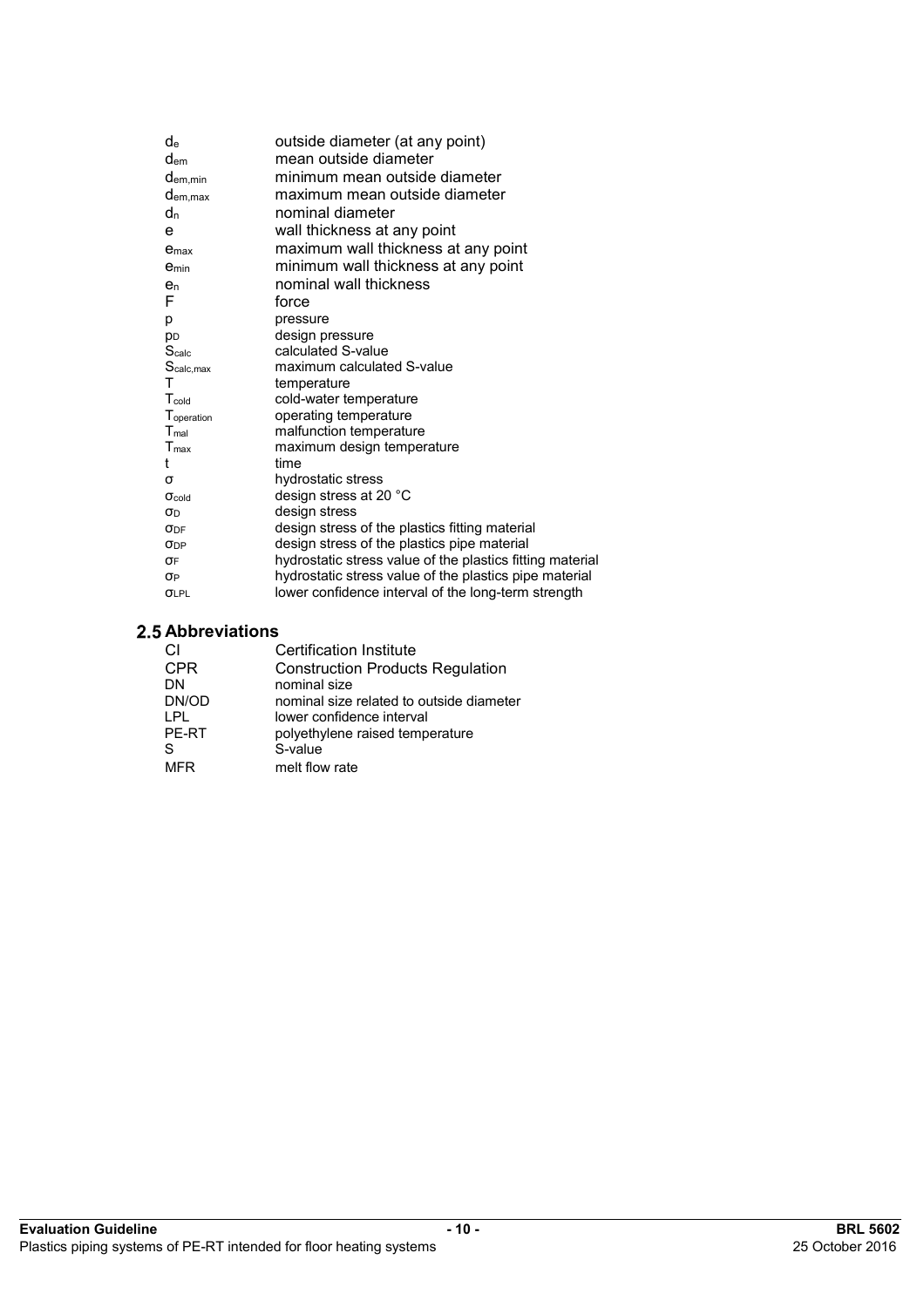| | |
|---|---|
| $d_e$ | outside diameter (at any point) |
| $d_{em}$ | mean outside diameter |
| $d_{em,min}$ | minimum mean outside diameter |
| $d_{em,max}$ | maximum mean outside diameter |
| $d_n$ | nominal diameter |
| $e$ | wall thickness at any point |
| $e_{max}$ | maximum wall thickness at any point |
| $e_{min}$ | minimum wall thickness at any point |
| $e_n$ | nominal wall thickness |
| $F$ | force |
| $p$ | pressure |
| $p_D$ | design pressure |
| $S_{calc}$ | calculated S-value |
| $S_{calc,max}$ | maximum calculated S-value |
| $T$ | temperature |
| $T_{cold}$ | cold-water temperature |
| $T_{operation}$ | operating temperature |
| $T_{mal}$ | malfunction temperature |
| $T_{max}$ | maximum design temperature |
| $t$ | time |
| $\sigma$ | hydrostatic stress |
| $\sigma_{cold}$ | design stress at 20 °C |
| $\sigma_D$ | design stress |
| $\sigma_{DF}$ | design stress of the plastics fitting material |
| $\sigma_{DP}$ | design stress of the plastics pipe material |
| $\sigma_F$ | hydrostatic stress value of the plastics fitting material |
| $\sigma_P$ | hydrostatic stress value of the plastics pipe material |
| $\sigma_{LPL}$ | lower confidence interval of the long-term strength |

## 2.5 Abbreviations

| | |
|---|---|
| CI | Certification Institute |
| CPR | Construction Products Regulation |
| DN | nominal size |
| DN/OD | nominal size related to outside diameter |
| LPL | lower confidence interval |
| PE-RT | polyethylene raised temperature |
| S | S-value |
| MFR | melt flow rate |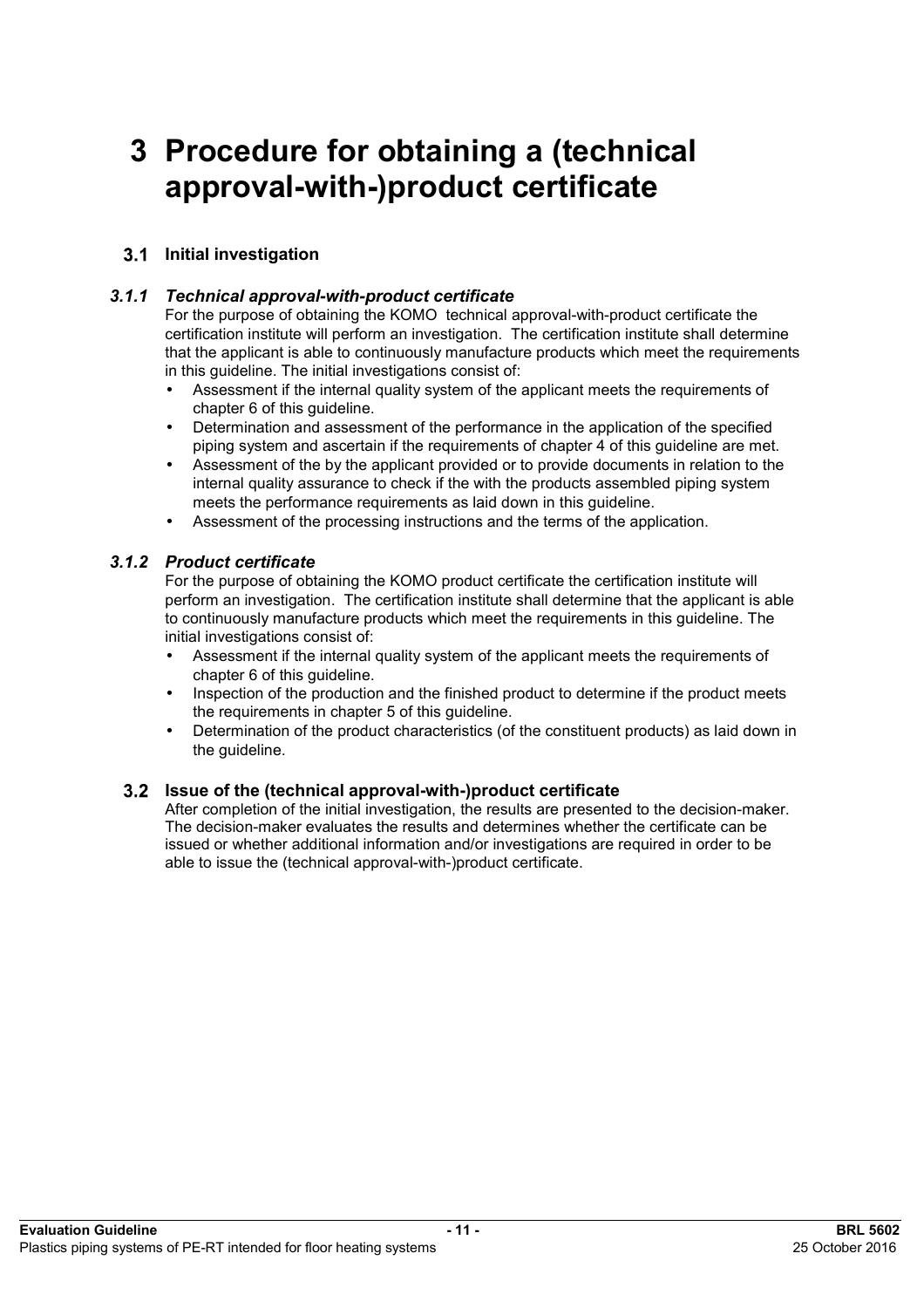# 3 Procedure for obtaining a (technical approval-with-)product certificate

## 3.1 Initial investigation

### *3.1.1 Technical approval-with-product certificate*

For the purpose of obtaining the KOMO technical approval-with-product certificate the certification institute will perform an investigation. The certification institute shall determine that the applicant is able to continuously manufacture products which meet the requirements in this guideline. The initial investigations consist of:

- Assessment if the internal quality system of the applicant meets the requirements of chapter 6 of this guideline.
- Determination and assessment of the performance in the application of the specified piping system and ascertain if the requirements of chapter 4 of this guideline are met.
- Assessment of the by the applicant provided or to provide documents in relation to the internal quality assurance to check if the with the products assembled piping system meets the performance requirements as laid down in this guideline.
- Assessment of the processing instructions and the terms of the application.

### *3.1.2 Product certificate*

For the purpose of obtaining the KOMO product certificate the certification institute will perform an investigation. The certification institute shall determine that the applicant is able to continuously manufacture products which meet the requirements in this guideline. The initial investigations consist of:

- Assessment if the internal quality system of the applicant meets the requirements of chapter 6 of this guideline.
- Inspection of the production and the finished product to determine if the product meets the requirements in chapter 5 of this guideline.
- Determination of the product characteristics (of the constituent products) as laid down in the guideline.

## 3.2 Issue of the (technical approval-with-)product certificate

After completion of the initial investigation, the results are presented to the decision-maker. The decision-maker evaluates the results and determines whether the certificate can be issued or whether additional information and/or investigations are required in order to be able to issue the (technical approval-with-)product certificate.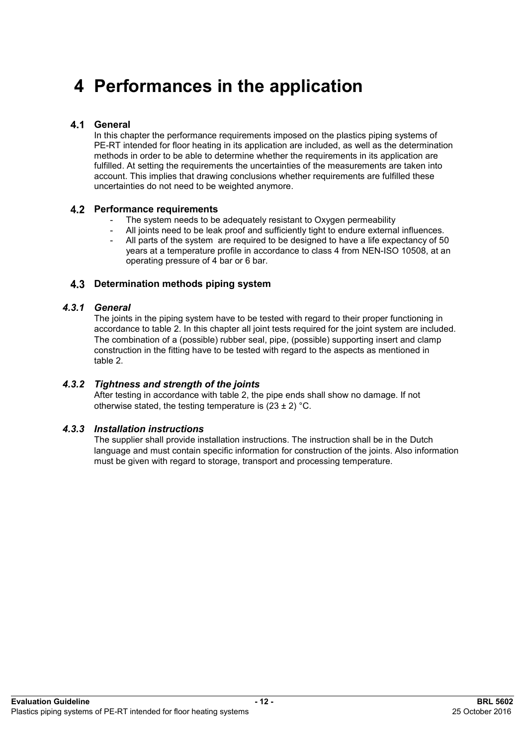# 4 Performances in the application

## 4.1 General

In this chapter the performance requirements imposed on the plastics piping systems of PE-RT intended for floor heating in its application are included, as well as the determination methods in order to be able to determine whether the requirements in its application are fulfilled. At setting the requirements the uncertainties of the measurements are taken into account. This implies that drawing conclusions whether requirements are fulfilled these uncertainties do not need to be weighted anymore.

## 4.2 Performance requirements

- The system needs to be adequately resistant to Oxygen permeability
- All joints need to be leak proof and sufficiently tight to endure external influences.
- All parts of the system are required to be designed to have a life expectancy of 50 years at a temperature profile in accordance to class 4 from NEN-ISO 10508, at an operating pressure of 4 bar or 6 bar.

## 4.3 Determination methods piping system

### *4.3.1 General*

The joints in the piping system have to be tested with regard to their proper functioning in accordance to table 2. In this chapter all joint tests required for the joint system are included. The combination of a (possible) rubber seal, pipe, (possible) supporting insert and clamp construction in the fitting have to be tested with regard to the aspects as mentioned in table 2.

### *4.3.2 Tightness and strength of the joints*

After testing in accordance with table 2, the pipe ends shall show no damage. If not otherwise stated, the testing temperature is (23 ± 2) °C.

### *4.3.3 Installation instructions*

The supplier shall provide installation instructions. The instruction shall be in the Dutch language and must contain specific information for construction of the joints. Also information must be given with regard to storage, transport and processing temperature.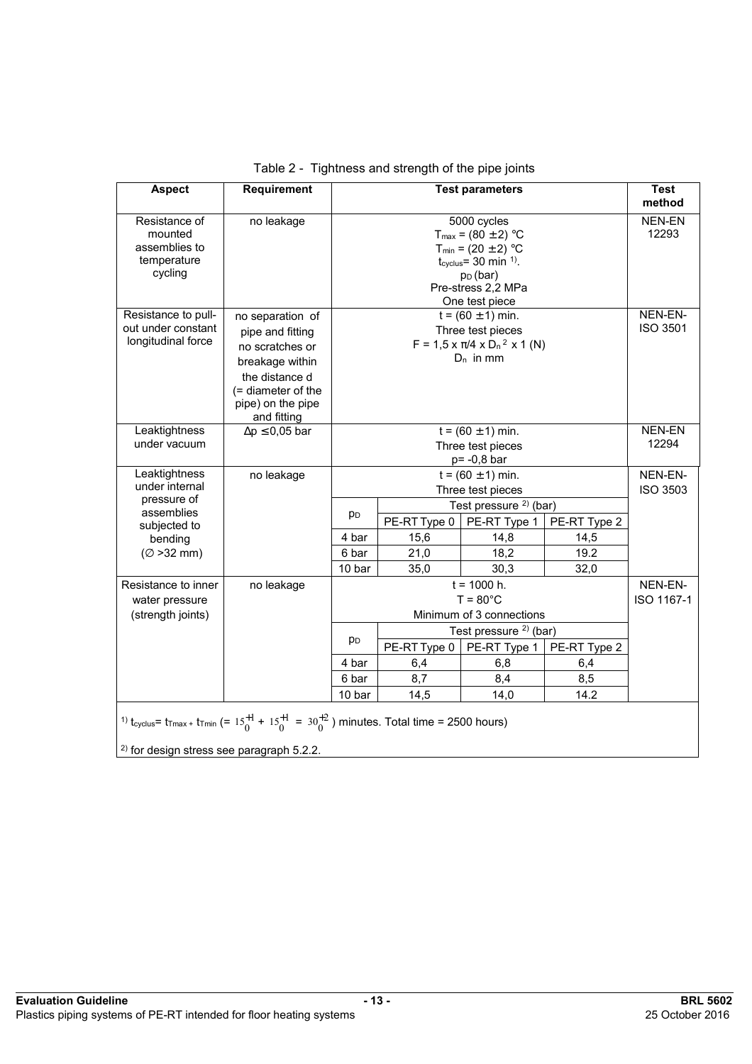Table 2 - Tightness and strength of the pipe joints

| Aspect | Requirement | Test parameters | | | | Test method |
|---|---|---|---|---|---|---|
| Resistance of mounted assemblies to temperature cycling | no leakage | 5000 cycles<br>$T_{max}$ = (80 ±2) °C<br>$T_{min}$ = (20 ±2) °C<br>$t_{cyclus}$= 30 min [1].<br>$p_D$ (bar)<br>Pre-stress 2,2 MPa<br>One test piece | | | | NEN-EN 12293 |
| Resistance to pull-out under constant longitudinal force | no separation of pipe and fitting no scratches or breakage within the distance d (= diameter of the pipe) on the pipe and fitting | t = (60 ±1) min.<br>Three test pieces<br>$F = 1{,}5 \times \pi/4 \times D_n{}^2 \times 1$ (N)<br>$D_n$ in mm | | | | NEN-EN-ISO 3501 |
| Leaktightness under vacuum | $\Delta p \leq 0{,}05$ bar | t = (60 ±1) min.<br>Three test pieces<br>p= -0,8 bar | | | | NEN-EN 12294 |
| Leaktightness under internal pressure of assemblies subjected to bending (∅ >32 mm) | no leakage | t = (60 ±1) min.<br>Three test pieces | | | | NEN-EN-ISO 3503 |
| | | $p_D$ | Test pressure [2] (bar) | | | |
| | | | PE-RT Type 0 | PE-RT Type 1 | PE-RT Type 2 | |
| | | 4 bar | 15,6 | 14,8 | 14,5 | |
| | | 6 bar | 21,0 | 18,2 | 19.2 | |
| | | 10 bar | 35,0 | 30,3 | 32,0 | |
| Resistance to inner water pressure (strength joints) | no leakage | t = 1000 h.<br>T = 80°C<br>Minimum of 3 connections | | | | NEN-EN-ISO 1167-1 |
| | | $p_D$ | Test pressure [2] (bar) | | | |
| | | | PE-RT Type 0 | PE-RT Type 1 | PE-RT Type 2 | |
| | | 4 bar | 6,4 | 6,8 | 6,4 | |
| | | 6 bar | 8,7 | 8,4 | 8,5 | |
| | | 10 bar | 14,5 | 14,0 | 14.2 | |

[1] $t_{cyclus} = t_{Tmax} + t_{Tmin}$ (= $15_{0}^{+1} + 15_{0}^{+1} = 30_{0}^{+2}$ ) minutes. Total time = 2500 hours)

[2] for design stress see paragraph 5.2.2.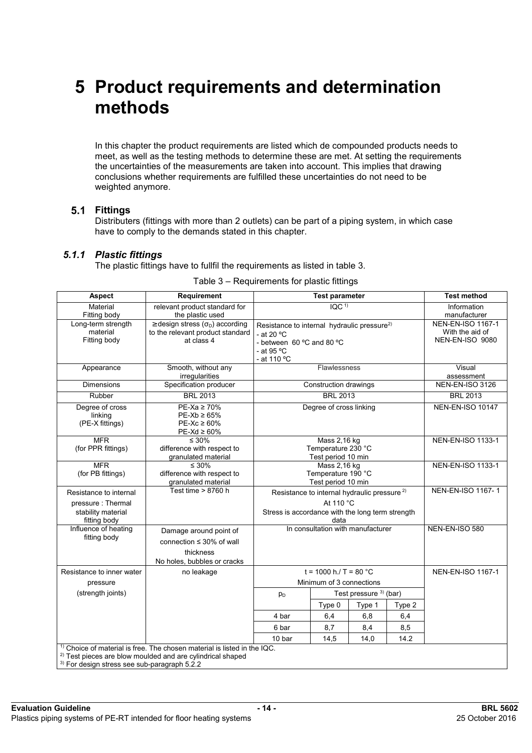# 5 Product requirements and determination methods

In this chapter the product requirements are listed which de compounded products needs to meet, as well as the testing methods to determine these are met. At setting the requirements the uncertainties of the measurements are taken into account. This implies that drawing conclusions whether requirements are fulfilled these uncertainties do not need to be weighted anymore.

## 5.1 Fittings

Distributers (fittings with more than 2 outlets) can be part of a piping system, in which case have to comply to the demands stated in this chapter.

### *5.1.1 Plastic fittings*

The plastic fittings have to fullfil the requirements as listed in table 3.

Table 3 – Requirements for plastic fittings

| Aspect | Requirement | Test parameter | | | | Test method |
|---|---|---|---|---|---|---|
| Material Fitting body | relevant product standard for the plastic used | IQC [1] | | | | Information manufacturer |
| Long-term strength material Fitting body | ≥ design stress ($\sigma_D$) according to the relevant product standard at class 4 | Resistance to internal hydraulic pressure[2] - at 20 ºC - between 60 ºC and 80 ºC - at 95 ºC - at 110 ºC | | | | NEN-EN-ISO 1167-1 With the aid of NEN-EN-ISO 9080 |
| Appearance | Smooth, without any irregularities | Flawlessness | | | | Visual assessment |
| Dimensions | Specification producer | Construction drawings | | | | NEN-EN-ISO 3126 |
| Rubber | BRL 2013 | BRL 2013 | | | | BRL 2013 |
| Degree of cross linking (PE-X fittings) | PE-Xa ≥ 70% PE-Xb ≥ 65% PE-Xc ≥ 60% PE-Xd ≥ 60% | Degree of cross linking | | | | NEN-EN-ISO 10147 |
| MFR (for PPR fittings) | ≤ 30% difference with respect to granulated material | Mass 2,16 kg Temperature 230 °C Test period 10 min | | | | NEN-EN-ISO 1133-1 |
| MFR (for PB fittings) | ≤ 30% difference with respect to granulated material | Mass 2,16 kg Temperature 190 °C Test period 10 min | | | | NEN-EN-ISO 1133-1 |
| Resistance to internal pressure : Thermal stability material fitting body | Test time > 8760 h | Resistance to internal hydraulic pressure [2] At 110 °C Stress is accordance with the long term strength data | | | | NEN-EN-ISO 1167- 1 |
| Influence of heating fitting body | Damage around point of connection ≤ 30% of wall thickness No holes, bubbles or cracks | In consultation with manufacturer | | | | NEN-EN-ISO 580 |
| Resistance to inner water pressure (strength joints) | no leakage | t = 1000 h./ T = 80 °C Minimum of 3 connections | | | | NEN-EN-ISO 1167-1 |
| | | $p_D$ | Test pressure [3] (bar) | | | |
| | | | Type 0 | Type 1 | Type 2 | |
| | | 4 bar | 6,4 | 6,8 | 6,4 | |
| | | 6 bar | 8,7 | 8,4 | 8,5 | |
| | | 10 bar | 14,5 | 14,0 | 14.2 | |

[1] Choice of material is free. The chosen material is listed in the IQC.
[2] Test pieces are blow moulded and are cylindrical shaped
[3] For design stress see sub-paragraph 5.2.2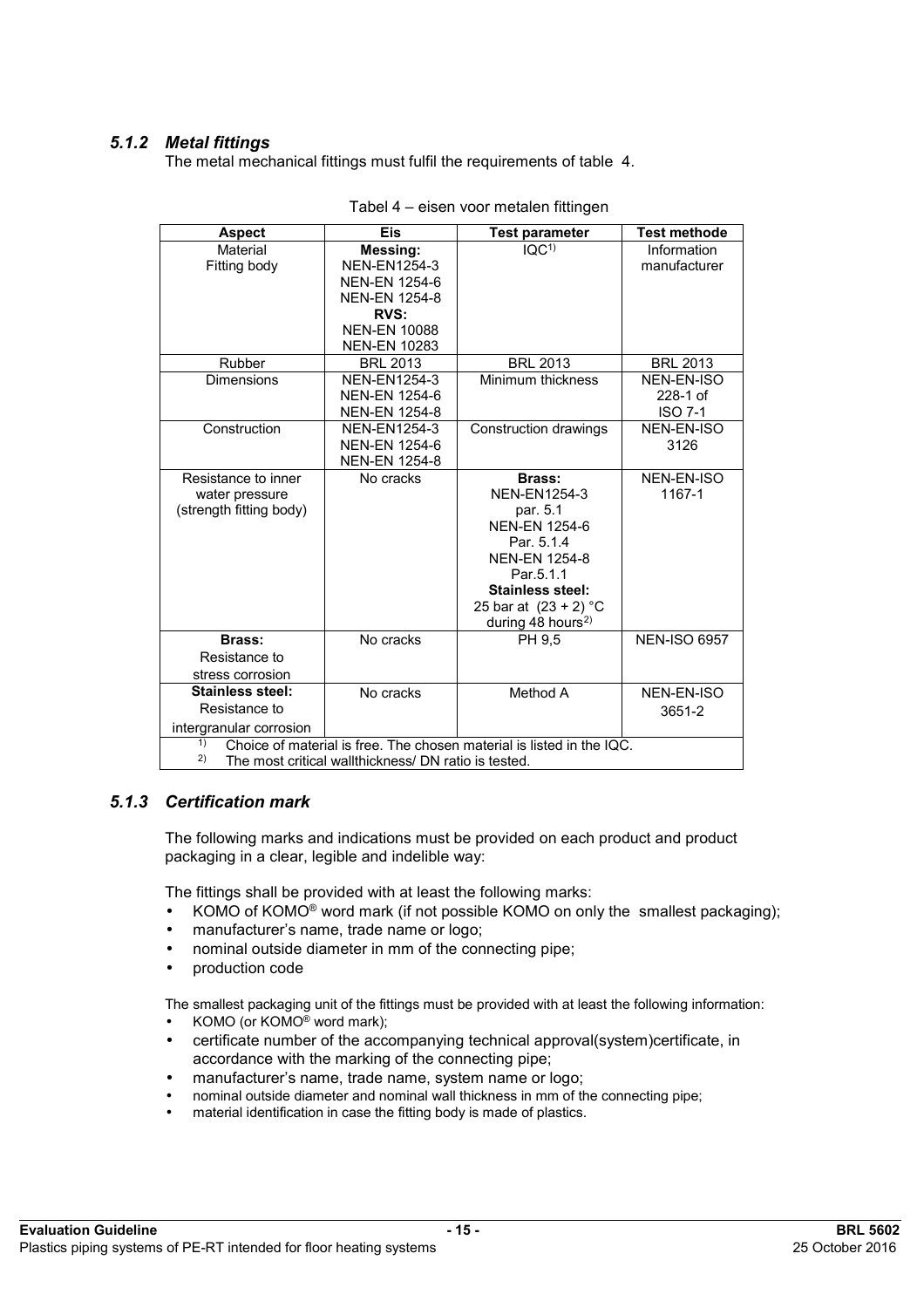### *5.1.2 Metal fittings*

The metal mechanical fittings must fulfil the requirements of table 4.

Tabel 4 – eisen voor metalen fittingen

| Aspect | Eis | Test parameter | Test methode |
|---|---|---|---|
| Material<br>Fitting body | **Messing:**<br>NEN-EN1254-3<br>NEN-EN 1254-6<br>NEN-EN 1254-8<br>**RVS:**<br>NEN-EN 10088<br>NEN-EN 10283 | IQC[1)] | Information manufacturer |
| Rubber | BRL 2013 | BRL 2013 | BRL 2013 |
| Dimensions | NEN-EN1254-3<br>NEN-EN 1254-6<br>NEN-EN 1254-8 | Minimum thickness | NEN-EN-ISO 228-1 of ISO 7-1 |
| Construction | NEN-EN1254-3<br>NEN-EN 1254-6<br>NEN-EN 1254-8 | Construction drawings | NEN-EN-ISO 3126 |
| Resistance to inner water pressure (strength fitting body) | No cracks | **Brass:**<br>NEN-EN1254-3 par. 5.1<br>NEN-EN 1254-6 Par. 5.1.4<br>NEN-EN 1254-8 Par.5.1.1<br>**Stainless steel:**<br>25 bar at (23 + 2) °C during 48 hours[2)] | NEN-EN-ISO 1167-1 |
| **Brass:**<br>Resistance to stress corrosion | No cracks | PH 9,5 | NEN-ISO 6957 |
| **Stainless steel:**<br>Resistance to intergranular corrosion | No cracks | Method A | NEN-EN-ISO 3651-2 |

[1)] Choice of material is free. The chosen material is listed in the IQC.
[2)] The most critical wallthickness/ DN ratio is tested.

### *5.1.3 Certification mark*

The following marks and indications must be provided on each product and product packaging in a clear, legible and indelible way:

The fittings shall be provided with at least the following marks:

- KOMO of KOMO® word mark (if not possible KOMO on only the smallest packaging);
- manufacturer's name, trade name or logo;
- nominal outside diameter in mm of the connecting pipe;
- production code

The smallest packaging unit of the fittings must be provided with at least the following information:

- KOMO (or KOMO® word mark);
- certificate number of the accompanying technical approval(system)certificate, in accordance with the marking of the connecting pipe;
- manufacturer's name, trade name, system name or logo;
- nominal outside diameter and nominal wall thickness in mm of the connecting pipe;
- material identification in case the fitting body is made of plastics.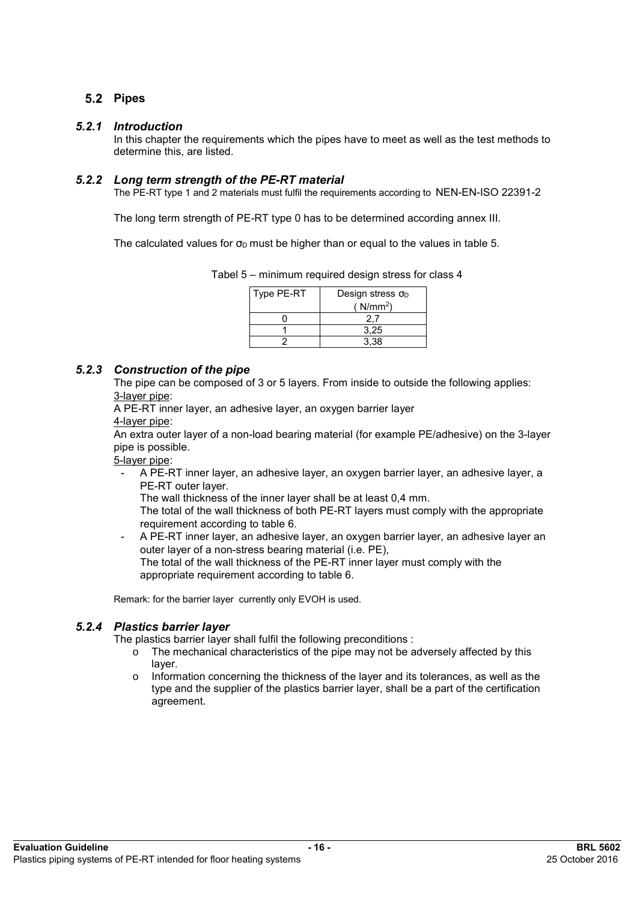## 5.2 Pipes

### *5.2.1 Introduction*

In this chapter the requirements which the pipes have to meet as well as the test methods to determine this, are listed.

### *5.2.2 Long term strength of the PE-RT material*

The PE-RT type 1 and 2 materials must fulfil the requirements according to NEN-EN-ISO 22391-2

The long term strength of PE-RT type 0 has to be determined according annex III.

The calculated values for $\sigma_D$ must be higher than or equal to the values in table 5.

Tabel 5 – minimum required design stress for class 4

| Type PE-RT | Design stress $\sigma_D$ ( $N/mm^2$) |
|---|---|
| 0 | 2,7 |
| 1 | 3,25 |
| 2 | 3,38 |

### *5.2.3 Construction of the pipe*

The pipe can be composed of 3 or 5 layers. From inside to outside the following applies:

3-layer pipe:

A PE-RT inner layer, an adhesive layer, an oxygen barrier layer

4-layer pipe:

An extra outer layer of a non-load bearing material (for example PE/adhesive) on the 3-layer pipe is possible.

5-layer pipe:

- A PE-RT inner layer, an adhesive layer, an oxygen barrier layer, an adhesive layer, a PE-RT outer layer.
  The wall thickness of the inner layer shall be at least 0,4 mm.
  The total of the wall thickness of both PE-RT layers must comply with the appropriate requirement according to table 6.
- A PE-RT inner layer, an adhesive layer, an oxygen barrier layer, an adhesive layer an outer layer of a non-stress bearing material (i.e. PE),
  The total of the wall thickness of the PE-RT inner layer must comply with the appropriate requirement according to table 6.

Remark: for the barrier layer currently only EVOH is used.

### *5.2.4 Plastics barrier layer*

The plastics barrier layer shall fulfil the following preconditions :

- The mechanical characteristics of the pipe may not be adversely affected by this layer.
- Information concerning the thickness of the layer and its tolerances, as well as the type and the supplier of the plastics barrier layer, shall be a part of the certification agreement.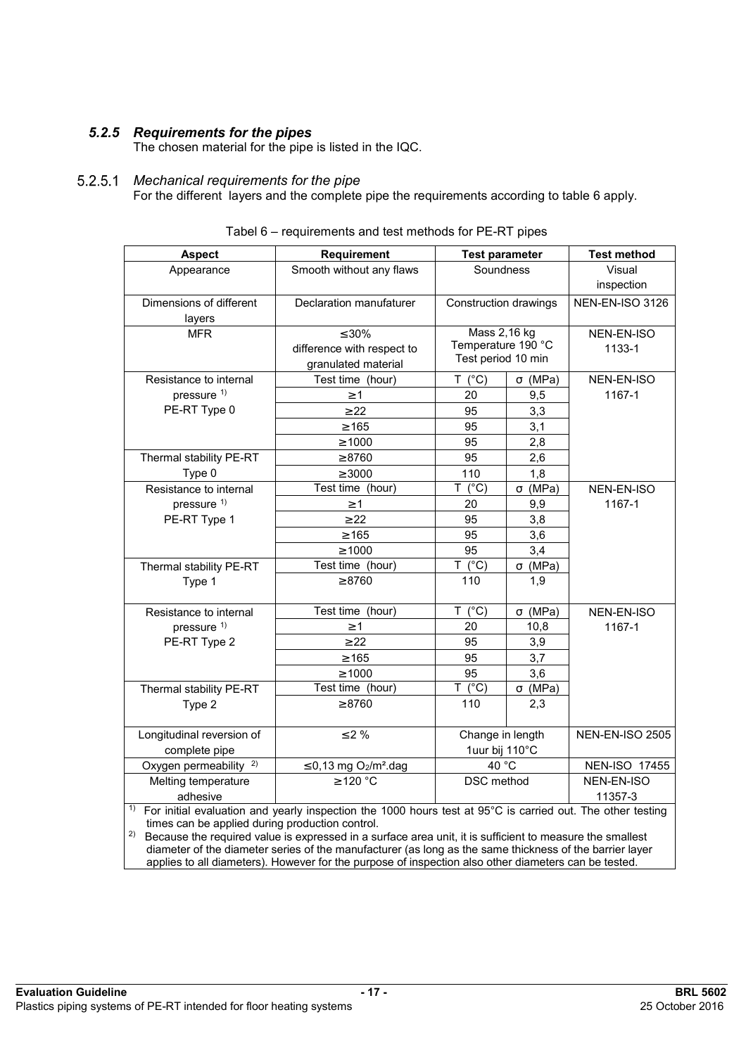### *5.2.5 Requirements for the pipes*

The chosen material for the pipe is listed in the IQC.

#### 5.2.5.1 *Mechanical requirements for the pipe*

For the different layers and the complete pipe the requirements according to table 6 apply.

Tabel 6 – requirements and test methods for PE-RT pipes

| Aspect | Requirement | Test parameter | | Test method |
|---|---|---|---|---|
| Appearance | Smooth without any flaws | Soundness | | Visual inspection |
| Dimensions of different layers | Declaration manufaturer | Construction drawings | | NEN-EN-ISO 3126 |
| MFR | ≤30% difference with respect to granulated material | Mass 2,16 kg Temperature 190 °C Test period 10 min | | NEN-EN-ISO 1133-1 |
| Resistance to internal pressure [1) ] PE-RT Type 0 | Test time (hour) | T (°C) | σ (MPa) | NEN-EN-ISO 1167-1 |
| | ≥1 | 20 | 9,5 | |
| | ≥22 | 95 | 3,3 | |
| | ≥165 | 95 | 3,1 | |
| | ≥1000 | 95 | 2,8 | |
| Thermal stability PE-RT Type 0 | ≥8760 | 95 | 2,6 | |
| | ≥3000 | 110 | 1,8 | |
| Resistance to internal pressure [1) ] PE-RT Type 1 | Test time (hour) | T (°C) | σ (MPa) | NEN-EN-ISO 1167-1 |
| | ≥1 | 20 | 9,9 | |
| | ≥22 | 95 | 3,8 | |
| | ≥165 | 95 | 3,6 | |
| | ≥1000 | 95 | 3,4 | |
| Thermal stability PE-RT Type 1 | Test time (hour) | T (°C) | σ (MPa) | |
| | ≥8760 | 110 | 1,9 | |
| Resistance to internal pressure [1) ] PE-RT Type 2 | Test time (hour) | T (°C) | σ (MPa) | NEN-EN-ISO 1167-1 |
| | ≥1 | 20 | 10,8 | |
| | ≥22 | 95 | 3,9 | |
| | ≥165 | 95 | 3,7 | |
| | ≥1000 | 95 | 3,6 | |
| Thermal stability PE-RT Type 2 | Test time (hour) | T (°C) | σ (MPa) | |
| | ≥8760 | 110 | 2,3 | |
| Longitudinal reversion of complete pipe | ≤2 % | Change in length 1uur bij 110°C | | NEN-EN-ISO 2505 |
| Oxygen permeability [2) ] | ≤0,13 mg $O_2$/m².dag | 40 °C | | NEN-ISO 17455 |
| Melting temperature adhesive | ≥120 °C | DSC method | | NEN-EN-ISO 11357-3 |

[1)] For initial evaluation and yearly inspection the 1000 hours test at 95°C is carried out. The other testing times can be applied during production control.

[2)] Because the required value is expressed in a surface area unit, it is sufficient to measure the smallest diameter of the diameter series of the manufacturer (as long as the same thickness of the barrier layer applies to all diameters). However for the purpose of inspection also other diameters can be tested.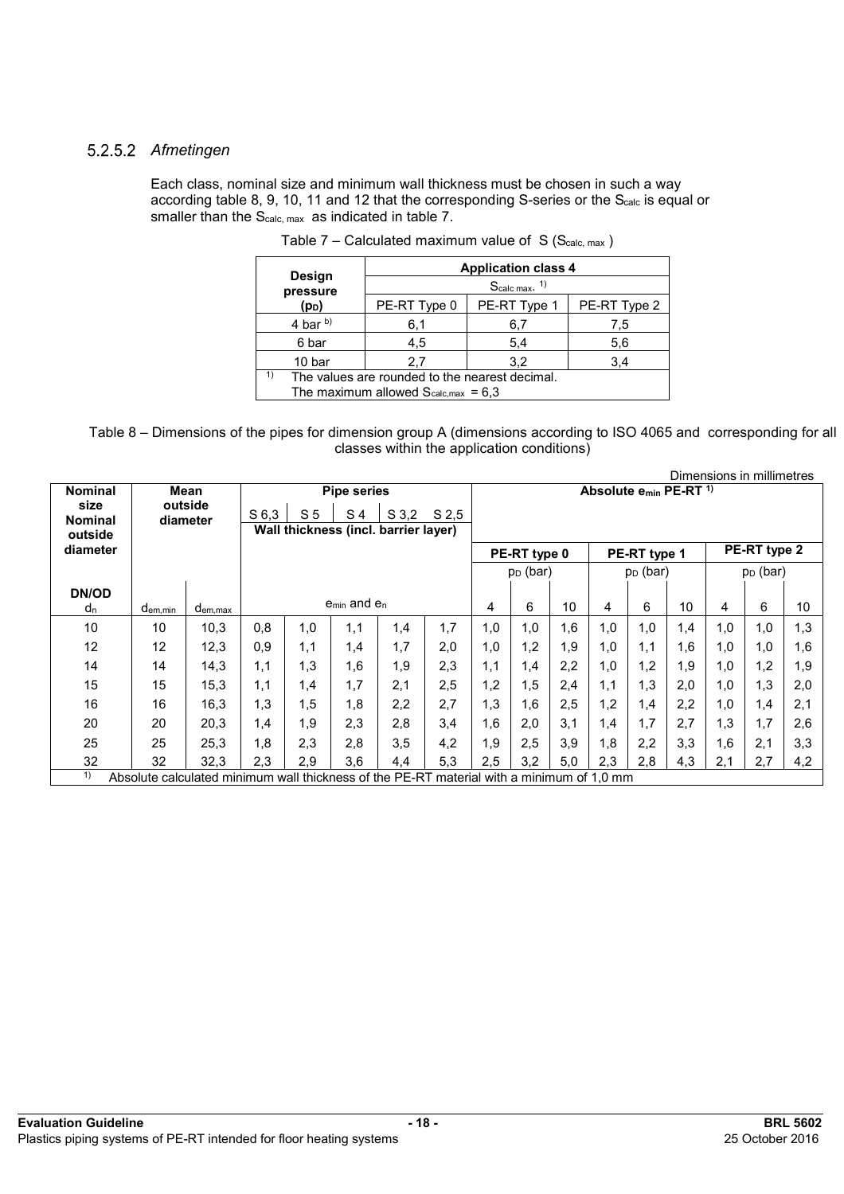### 5.2.5.2 *Afmetingen*

Each class, nominal size and minimum wall thickness must be chosen in such a way according table 8, 9, 10, 11 and 12 that the corresponding S-series or the $S_{calc}$ is equal or smaller than the $S_{calc,\ max}$ as indicated in table 7.

Table 7 – Calculated maximum value of S ($S_{calc,\ max}$)

| Design pressure ($p_D$) | Application class 4 | | |
|---|---|---|---|
| | $S_{calc\ max}$. 1) | | |
| | PE-RT Type 0 | PE-RT Type 1 | PE-RT Type 2 |
| 4 bar b) | 6,1 | 6,7 | 7,5 |
| 6 bar | 4,5 | 5,4 | 5,6 |
| 10 bar | 2,7 | 3,2 | 3,4 |

1) The values are rounded to the nearest decimal.
The maximum allowed $S_{calc,max}$ = 6,3

Table 8 – Dimensions of the pipes for dimension group A (dimensions according to ISO 4065 and corresponding for all classes within the application conditions)

Dimensions in millimetres

| Nominal size Nominal outside diameter | Mean outside diameter | | Pipe series | | | | | Absolute $e_{min}$ PE-RT 1) | | | | | | | | |
|---|---|---|---|---|---|---|---|---|---|---|---|---|---|---|---|---|
| | | | S 6,3 | S 5 | S 4 | S 3,2 | S 2,5 | PE-RT type 0 | | | PE-RT type 1 | | | PE-RT type 2 | | |
| | | | Wall thickness (incl. barrier layer) | | | | | $p_D$ (bar) | | | $p_D$ (bar) | | | $p_D$ (bar) | | |
| DN/OD $d_n$ | $d_{em,min}$ | $d_{em,max}$ | $e_{min}$ and $e_n$ | | | | | 4 | 6 | 10 | 4 | 6 | 10 | 4 | 6 | 10 |
| 10 | 10 | 10,3 | 0,8 | 1,0 | 1,1 | 1,4 | 1,7 | 1,0 | 1,0 | 1,6 | 1,0 | 1,0 | 1,4 | 1,0 | 1,0 | 1,3 |
| 12 | 12 | 12,3 | 0,9 | 1,1 | 1,4 | 1,7 | 2,0 | 1,0 | 1,2 | 1,9 | 1,0 | 1,1 | 1,6 | 1,0 | 1,0 | 1,6 |
| 14 | 14 | 14,3 | 1,1 | 1,3 | 1,6 | 1,9 | 2,3 | 1,1 | 1,4 | 2,2 | 1,0 | 1,2 | 1,9 | 1,0 | 1,2 | 1,9 |
| 15 | 15 | 15,3 | 1,1 | 1,4 | 1,7 | 2,1 | 2,5 | 1,2 | 1,5 | 2,4 | 1,1 | 1,3 | 2,0 | 1,0 | 1,3 | 2,0 |
| 16 | 16 | 16,3 | 1,3 | 1,5 | 1,8 | 2,2 | 2,7 | 1,3 | 1,6 | 2,5 | 1,2 | 1,4 | 2,2 | 1,0 | 1,4 | 2,1 |
| 20 | 20 | 20,3 | 1,4 | 1,9 | 2,3 | 2,8 | 3,4 | 1,6 | 2,0 | 3,1 | 1,4 | 1,7 | 2,7 | 1,3 | 1,7 | 2,6 |
| 25 | 25 | 25,3 | 1,8 | 2,3 | 2,8 | 3,5 | 4,2 | 1,9 | 2,5 | 3,9 | 1,8 | 2,2 | 3,3 | 1,6 | 2,1 | 3,3 |
| 32 | 32 | 32,3 | 2,3 | 2,9 | 3,6 | 4,4 | 5,3 | 2,5 | 3,2 | 5,0 | 2,3 | 2,8 | 4,3 | 2,1 | 2,7 | 4,2 |

1) Absolute calculated minimum wall thickness of the PE-RT material with a minimum of 1,0 mm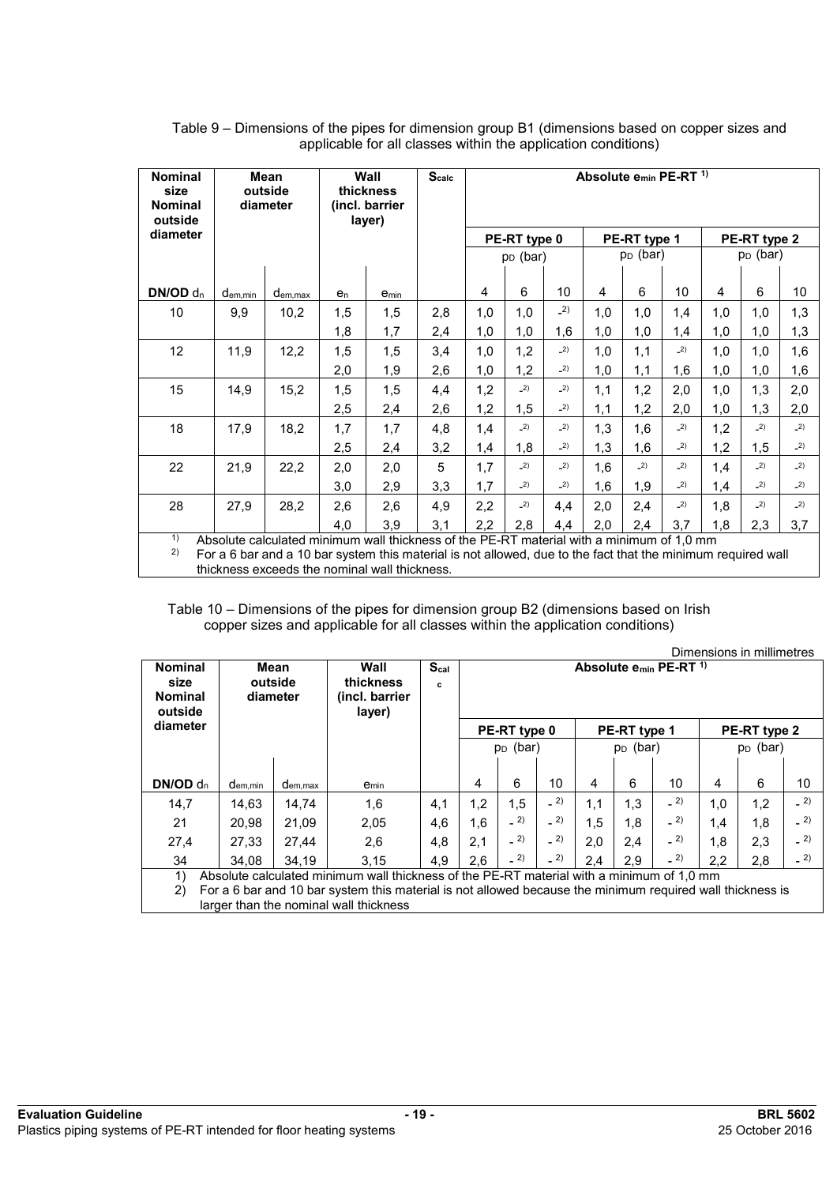Table 9 – Dimensions of the pipes for dimension group B1 (dimensions based on copper sizes and applicable for all classes within the application conditions)

| Nominal size Nominal outside diameter | Mean outside diameter | | Wall thickness (incl. barrier layer) | | $S_{calc}$ | Absolute $e_{min}$ PE-RT [1)] | | | | | | | | |
|---|---|---|---|---|---|---|---|---|---|---|---|---|---|---|
| | | | | | | PE-RT type 0 | | | PE-RT type 1 | | | PE-RT type 2 | | |
| | | | | | | $p_D$ (bar) | | | $p_D$ (bar) | | | $p_D$ (bar) | | |
| DN/OD $d_n$ | $d_{em,min}$ | $d_{em,max}$ | $e_n$ | $e_{min}$ | | 4 | 6 | 10 | 4 | 6 | 10 | 4 | 6 | 10 |
| 10 | 9,9 | 10,2 | 1,5 | 1,5 | 2,8 | 1,0 | 1,0 | -[2)] | 1,0 | 1,0 | 1,4 | 1,0 | 1,0 | 1,3 |
| | | | 1,8 | 1,7 | 2,4 | 1,0 | 1,0 | 1,6 | 1,0 | 1,0 | 1,4 | 1,0 | 1,0 | 1,3 |
| 12 | 11,9 | 12,2 | 1,5 | 1,5 | 3,4 | 1,0 | 1,2 | -[2)] | 1,0 | 1,1 | -[2)] | 1,0 | 1,0 | 1,6 |
| | | | 2,0 | 1,9 | 2,6 | 1,0 | 1,2 | -[2)] | 1,0 | 1,1 | 1,6 | 1,0 | 1,0 | 1,6 |
| 15 | 14,9 | 15,2 | 1,5 | 1,5 | 4,4 | 1,2 | -[2)] | -[2)] | 1,1 | 1,2 | 2,0 | 1,0 | 1,3 | 2,0 |
| | | | 2,5 | 2,4 | 2,6 | 1,2 | 1,5 | -[2)] | 1,1 | 1,2 | 2,0 | 1,0 | 1,3 | 2,0 |
| 18 | 17,9 | 18,2 | 1,7 | 1,7 | 4,8 | 1,4 | -[2)] | -[2)] | 1,3 | 1,6 | -[2)] | 1,2 | -[2)] | -[2)] |
| | | | 2,5 | 2,4 | 3,2 | 1,4 | 1,8 | -[2)] | 1,3 | 1,6 | -[2)] | 1,2 | 1,5 | -[2)] |
| 22 | 21,9 | 22,2 | 2,0 | 2,0 | 5 | 1,7 | -[2)] | -[2)] | 1,6 | -[2)] | -[2)] | 1,4 | -[2)] | -[2)] |
| | | | 3,0 | 2,9 | 3,3 | 1,7 | -[2)] | -[2)] | 1,6 | 1,9 | -[2)] | 1,4 | -[2)] | -[2)] |
| 28 | 27,9 | 28,2 | 2,6 | 2,6 | 4,9 | 2,2 | -[2)] | 4,4 | 2,0 | 2,4 | -[2)] | 1,8 | -[2)] | -[2)] |
| | | | 4,0 | 3,9 | 3,1 | 2,2 | 2,8 | 4,4 | 2,0 | 2,4 | 3,7 | 1,8 | 2,3 | 3,7 |

[1)] Absolute calculated minimum wall thickness of the PE-RT material with a minimum of 1,0 mm

[2)] For a 6 bar and a 10 bar system this material is not allowed, due to the fact that the minimum required wall thickness exceeds the nominal wall thickness.

Table 10 – Dimensions of the pipes for dimension group B2 (dimensions based on Irish copper sizes and applicable for all classes within the application conditions)

Dimensions in millimetres

| Nominal size Nominal outside diameter | Mean outside diameter | | Wall thickness (incl. barrier layer) | $S_{calc}$ | Absolute $e_{min}$ PE-RT [1)] | | | | | | | | |
|---|---|---|---|---|---|---|---|---|---|---|---|---|---|
| | | | | | PE-RT type 0 | | | PE-RT type 1 | | | PE-RT type 2 | | |
| | | | | | $p_D$ (bar) | | | $p_D$ (bar) | | | $p_D$ (bar) | | |
| DN/OD $d_n$ | $d_{em,min}$ | $d_{em,max}$ | $e_{min}$ | | 4 | 6 | 10 | 4 | 6 | 10 | 4 | 6 | 10 |
| 14,7 | 14,63 | 14,74 | 1,6 | 4,1 | 1,2 | 1,5 | -[2)] | 1,1 | 1,3 | -[2)] | 1,0 | 1,2 | -[2)] |
| 21 | 20,98 | 21,09 | 2,05 | 4,6 | 1,6 | -[2)] | -[2)] | 1,5 | 1,8 | -[2)] | 1,4 | 1,8 | -[2)] |
| 27,4 | 27,33 | 27,44 | 2,6 | 4,8 | 2,1 | -[2)] | -[2)] | 2,0 | 2,4 | -[2)] | 1,8 | 2,3 | -[2)] |
| 34 | 34,08 | 34,19 | 3,15 | 4,9 | 2,6 | -[2)] | -[2)] | 2,4 | 2,9 | -[2)] | 2,2 | 2,8 | -[2)] |

1) Absolute calculated minimum wall thickness of the PE-RT material with a minimum of 1,0 mm

2) For a 6 bar and 10 bar system this material is not allowed because the minimum required wall thickness is larger than the nominal wall thickness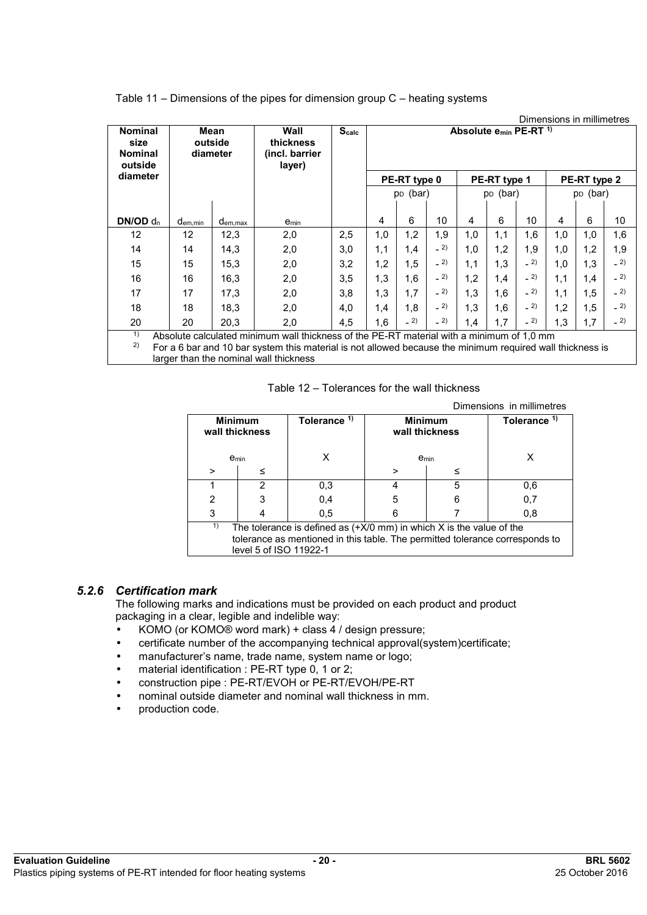Table 11 – Dimensions of the pipes for dimension group C – heating systems

Dimensions in millimetres

| Nominal size Nominal outside diameter | Mean outside diameter | | Wall thickness (incl. barrier layer) | $S_{calc}$ | Absolute $e_{min}$ PE-RT [1] | | | | | | | | |
|---|---|---|---|---|---|---|---|---|---|---|---|---|---|
| | | | | | PE-RT type 0 | | | PE-RT type 1 | | | PE-RT type 2 | | |
| | | | | | $p_D$ (bar) | | | $p_D$ (bar) | | | $p_D$ (bar) | | |
| DN/OD $d_n$ | $d_{em,min}$ | $d_{em,max}$ | $e_{min}$ | | 4 | 6 | 10 | 4 | 6 | 10 | 4 | 6 | 10 |
| 12 | 12 | 12,3 | 2,0 | 2,5 | 1,0 | 1,2 | 1,9 | 1,0 | 1,1 | 1,6 | 1,0 | 1,0 | 1,6 |
| 14 | 14 | 14,3 | 2,0 | 3,0 | 1,1 | 1,4 | - [2] | 1,0 | 1,2 | 1,9 | 1,0 | 1,2 | 1,9 |
| 15 | 15 | 15,3 | 2,0 | 3,2 | 1,2 | 1,5 | - [2] | 1,1 | 1,3 | - [2] | 1,0 | 1,3 | - [2] |
| 16 | 16 | 16,3 | 2,0 | 3,5 | 1,3 | 1,6 | - [2] | 1,2 | 1,4 | - [2] | 1,1 | 1,4 | - [2] |
| 17 | 17 | 17,3 | 2,0 | 3,8 | 1,3 | 1,7 | - [2] | 1,3 | 1,6 | - [2] | 1,1 | 1,5 | - [2] |
| 18 | 18 | 18,3 | 2,0 | 4,0 | 1,4 | 1,8 | - [2] | 1,3 | 1,6 | - [2] | 1,2 | 1,5 | - [2] |
| 20 | 20 | 20,3 | 2,0 | 4,5 | 1,6 | - [2] | - [2] | 1,4 | 1,7 | - [2] | 1,3 | 1,7 | - [2] |

[1] Absolute calculated minimum wall thickness of the PE-RT material with a minimum of 1,0 mm

[2] For a 6 bar and 10 bar system this material is not allowed because the minimum required wall thickness is larger than the nominal wall thickness

Table 12 – Tolerances for the wall thickness

Dimensions in millimetres

| Minimum wall thickness | | Tolerance [1] | Minimum wall thickness | | Tolerance [1] |
|---|---|---|---|---|---|
| $e_{min}$ | | X | $e_{min}$ | | X |
| > | ≤ | | > | ≤ | |
| 1 | 2 | 0,3 | 4 | 5 | 0,6 |
| 2 | 3 | 0,4 | 5 | 6 | 0,7 |
| 3 | 4 | 0,5 | 6 | 7 | 0,8 |

[1] The tolerance is defined as (+X/0 mm) in which X is the value of the tolerance as mentioned in this table. The permitted tolerance corresponds to level 5 of ISO 11922-1

### *5.2.6 Certification mark*

The following marks and indications must be provided on each product and product packaging in a clear, legible and indelible way:

- KOMO (or KOMO® word mark) + class 4 / design pressure;
- certificate number of the accompanying technical approval(system)certificate;
- manufacturer's name, trade name, system name or logo;
- material identification : PE-RT type 0, 1 or 2;
- construction pipe : PE-RT/EVOH or PE-RT/EVOH/PE-RT
- nominal outside diameter and nominal wall thickness in mm.
- production code.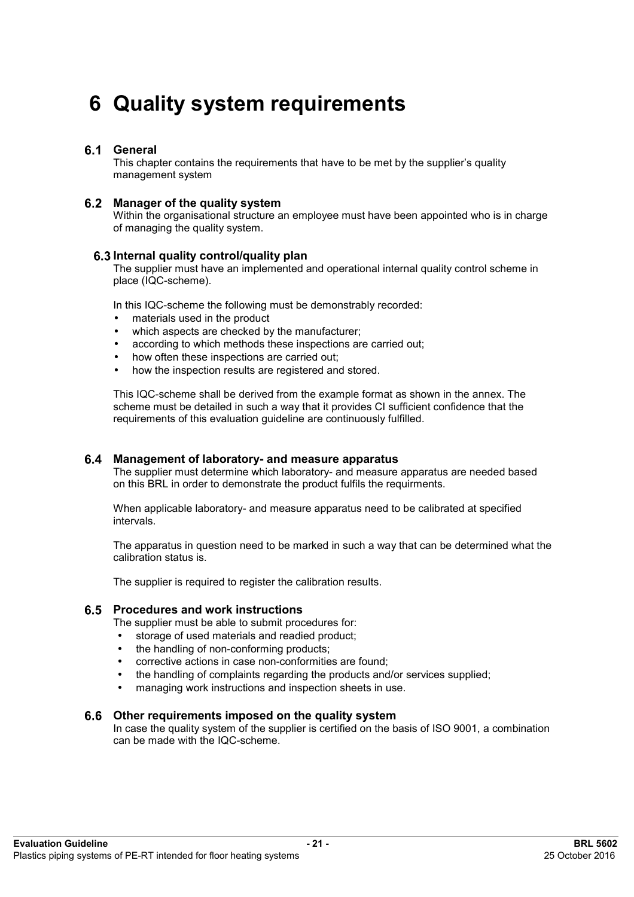# 6 Quality system requirements

## 6.1 General

This chapter contains the requirements that have to be met by the supplier's quality management system

## 6.2 Manager of the quality system

Within the organisational structure an employee must have been appointed who is in charge of managing the quality system.

## 6.3 Internal quality control/quality plan

The supplier must have an implemented and operational internal quality control scheme in place (IQC-scheme).

In this IQC-scheme the following must be demonstrably recorded:

- materials used in the product
- which aspects are checked by the manufacturer;
- according to which methods these inspections are carried out;
- how often these inspections are carried out;
- how the inspection results are registered and stored.

This IQC-scheme shall be derived from the example format as shown in the annex. The scheme must be detailed in such a way that it provides CI sufficient confidence that the requirements of this evaluation guideline are continuously fulfilled.

## 6.4 Management of laboratory- and measure apparatus

The supplier must determine which laboratory- and measure apparatus are needed based on this BRL in order to demonstrate the product fulfils the requirments.

When applicable laboratory- and measure apparatus need to be calibrated at specified intervals.

The apparatus in question need to be marked in such a way that can be determined what the calibration status is.

The supplier is required to register the calibration results.

## 6.5 Procedures and work instructions

The supplier must be able to submit procedures for:

- storage of used materials and readied product;
- the handling of non-conforming products;
- corrective actions in case non-conformities are found;
- the handling of complaints regarding the products and/or services supplied;
- managing work instructions and inspection sheets in use.

## 6.6 Other requirements imposed on the quality system

In case the quality system of the supplier is certified on the basis of ISO 9001, a combination can be made with the IQC-scheme.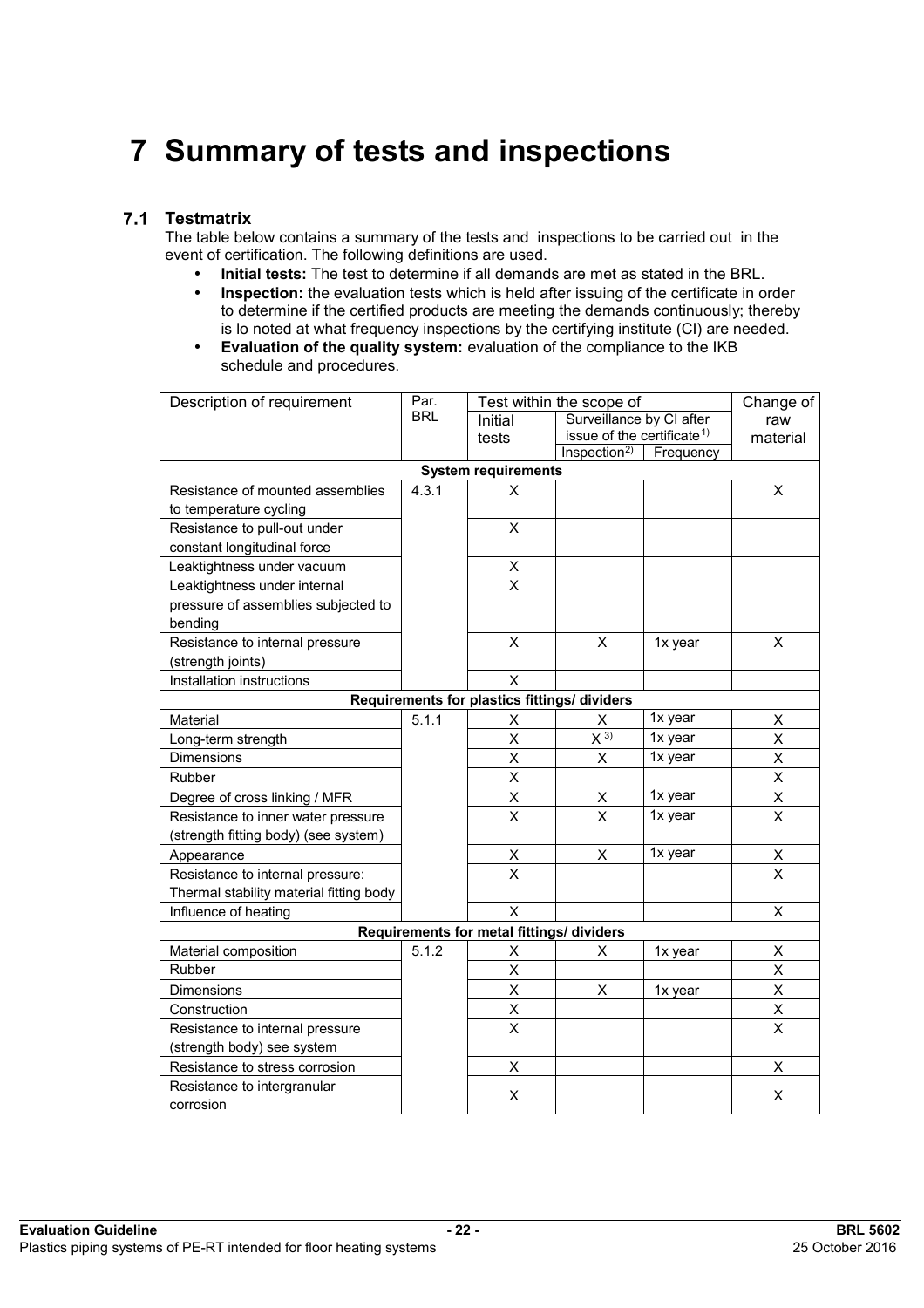# 7 Summary of tests and inspections

## 7.1 Testmatrix

The table below contains a summary of the tests and inspections to be carried out in the event of certification. The following definitions are used.

- **Initial tests:** The test to determine if all demands are met as stated in the BRL.
- **Inspection:** the evaluation tests which is held after issuing of the certificate in order to determine if the certified products are meeting the demands continuously; thereby is lo noted at what frequency inspections by the certifying institute (CI) are needed.
- **Evaluation of the quality system:** evaluation of the compliance to the IKB schedule and procedures.

| Description of requirement | Par. BRL | Test within the scope of | | | Change of raw material |
|---|---|---|---|---|---|
| | | Initial tests | Surveillance by CI after issue of the certificate[1] | | |
| | | | Inspection[2] | Frequency | |
| **System requirements** | | | | | |
| Resistance of mounted assemblies to temperature cycling | 4.3.1 | X | | | X |
| Resistance to pull-out under constant longitudinal force | | X | | | |
| Leaktightness under vacuum | | X | | | |
| Leaktightness under internal pressure of assemblies subjected to bending | | X | | | |
| Resistance to internal pressure (strength joints) | | X | X | 1x year | X |
| Installation instructions | | X | | | |
| **Requirements for plastics fittings/ dividers** | | | | | |
| Material | 5.1.1 | X | X | 1x year | X |
| Long-term strength | | X | X [3] | 1x year | X |
| Dimensions | | X | X | 1x year | X |
| Rubber | | X | | | X |
| Degree of cross linking / MFR | | X | X | 1x year | X |
| Resistance to inner water pressure (strength fitting body) (see system) | | X | X | 1x year | X |
| Appearance | | X | X | 1x year | X |
| Resistance to internal pressure: Thermal stability material fitting body | | X | | | X |
| Influence of heating | | X | | | X |
| **Requirements for metal fittings/ dividers** | | | | | |
| Material composition | 5.1.2 | X | X | 1x year | X |
| Rubber | | X | | | X |
| Dimensions | | X | X | 1x year | X |
| Construction | | X | | | X |
| Resistance to internal pressure (strength body) see system | | X | | | X |
| Resistance to stress corrosion | | X | | | X |
| Resistance to intergranular corrosion | | X | | | X |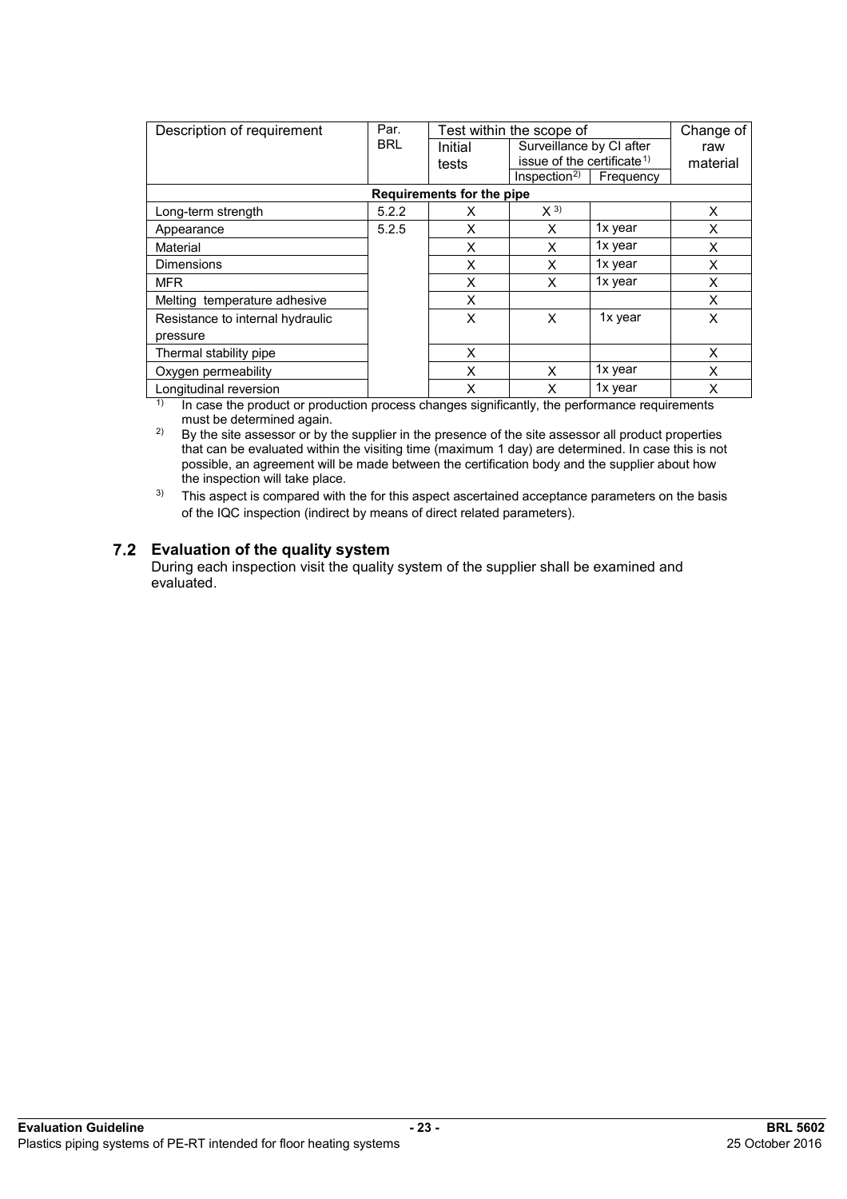| Description of requirement | Par. BRL | Test within the scope of | | | Change of raw material |
|---|---|---|---|---|---|
| | | Initial tests | Surveillance by CI after issue of the certificate[1] | | |
| | | | Inspection[2] | Frequency | |
| **Requirements for the pipe** | | | | | |
| Long-term strength | 5.2.2 | X | X [3] | | X |
| Appearance | 5.2.5 | X | X | 1x year | X |
| Material | | X | X | 1x year | X |
| Dimensions | | X | X | 1x year | X |
| MFR | | X | X | 1x year | X |
| Melting temperature adhesive | | X | | | X |
| Resistance to internal hydraulic pressure | | X | X | 1x year | X |
| Thermal stability pipe | | X | | | X |
| Oxygen permeability | | X | X | 1x year | X |
| Longitudinal reversion | | X | X | 1x year | X |

1) In case the product or production process changes significantly, the performance requirements must be determined again.

2) By the site assessor or by the supplier in the presence of the site assessor all product properties that can be evaluated within the visiting time (maximum 1 day) are determined. In case this is not possible, an agreement will be made between the certification body and the supplier about how the inspection will take place.

3) This aspect is compared with the for this aspect ascertained acceptance parameters on the basis of the IQC inspection (indirect by means of direct related parameters).

## 7.2 Evaluation of the quality system

During each inspection visit the quality system of the supplier shall be examined and evaluated.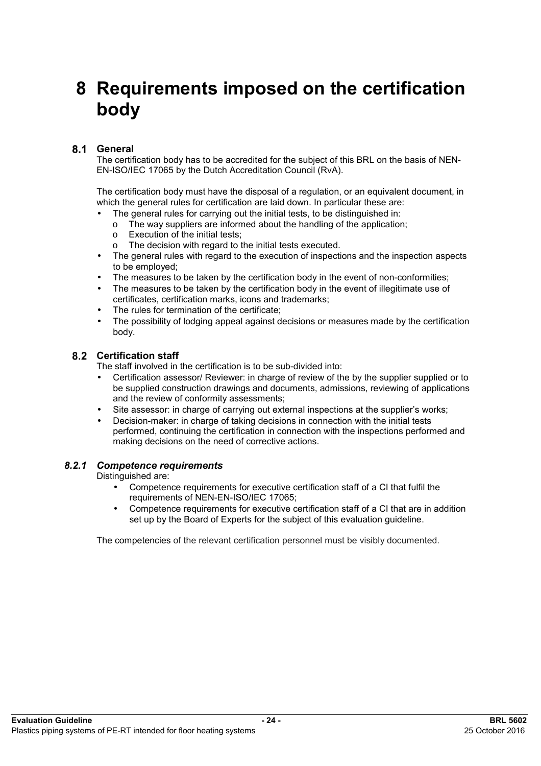# 8 Requirements imposed on the certification body

## 8.1 General

The certification body has to be accredited for the subject of this BRL on the basis of NEN-EN-ISO/IEC 17065 by the Dutch Accreditation Council (RvA).

The certification body must have the disposal of a regulation, or an equivalent document, in which the general rules for certification are laid down. In particular these are:

- The general rules for carrying out the initial tests, to be distinguished in:
  - The way suppliers are informed about the handling of the application;
  - Execution of the initial tests;
  - The decision with regard to the initial tests executed.
- The general rules with regard to the execution of inspections and the inspection aspects to be employed;
- The measures to be taken by the certification body in the event of non-conformities;
- The measures to be taken by the certification body in the event of illegitimate use of certificates, certification marks, icons and trademarks;
- The rules for termination of the certificate;
- The possibility of lodging appeal against decisions or measures made by the certification body.

## 8.2 Certification staff

The staff involved in the certification is to be sub-divided into:

- Certification assessor/ Reviewer: in charge of review of the by the supplier supplied or to be supplied construction drawings and documents, admissions, reviewing of applications and the review of conformity assessments;
- Site assessor: in charge of carrying out external inspections at the supplier's works;
- Decision-maker: in charge of taking decisions in connection with the initial tests performed, continuing the certification in connection with the inspections performed and making decisions on the need of corrective actions.

### *8.2.1 Competence requirements*

Distinguished are:

- Competence requirements for executive certification staff of a CI that fulfil the requirements of NEN-EN-ISO/IEC 17065;
- Competence requirements for executive certification staff of a CI that are in addition set up by the Board of Experts for the subject of this evaluation guideline.

The competencies of the relevant certification personnel must be visibly documented.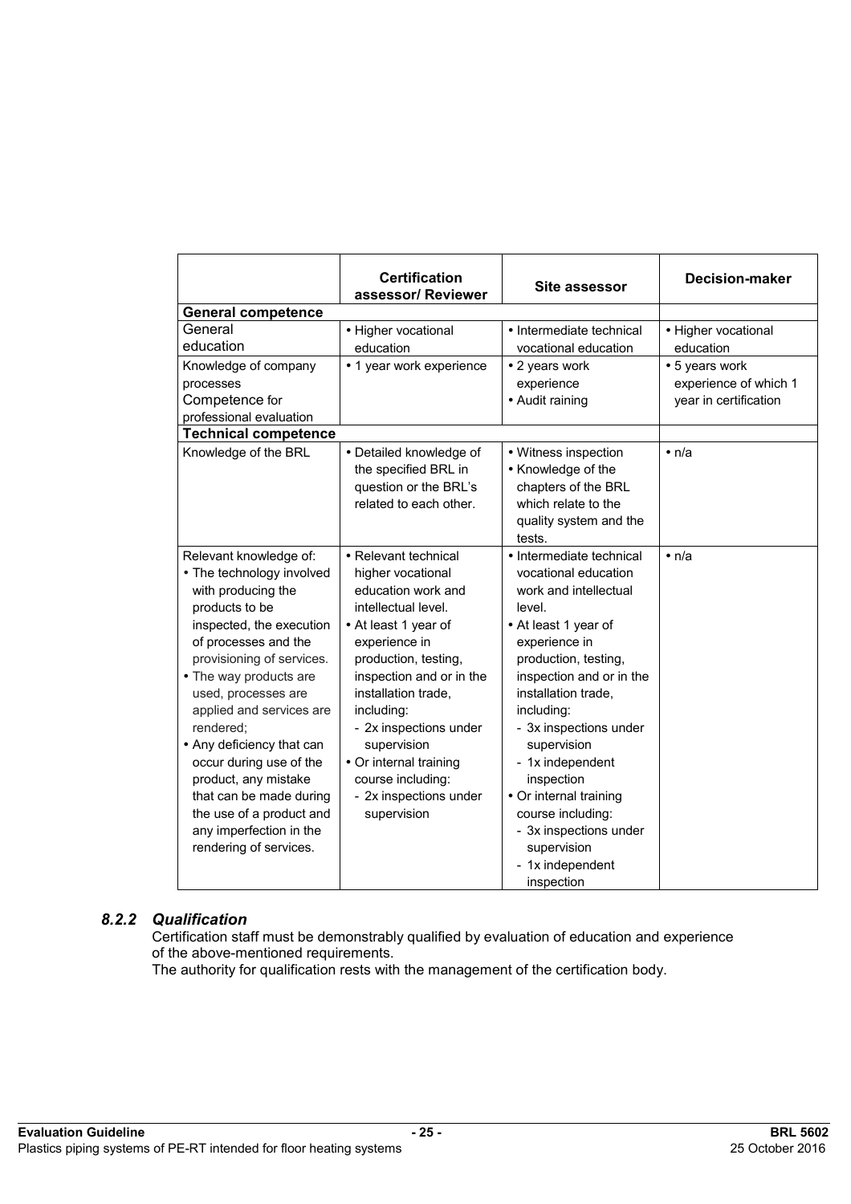| | Certification assessor/ Reviewer | Site assessor | Decision-maker |
|---|---|---|---|
| **General competence** | | | |
| General education | • Higher vocational education | • Intermediate technical vocational education | • Higher vocational education |
| Knowledge of company processes<br>Competence for professional evaluation | • 1 year work experience | • 2 years work experience<br>• Audit raining | • 5 years work experience of which 1 year in certification |
| **Technical competence** | | | |
| Knowledge of the BRL | • Detailed knowledge of the specified BRL in question or the BRL's related to each other. | • Witness inspection<br>• Knowledge of the chapters of the BRL which relate to the quality system and the tests. | • n/a |
| Relevant knowledge of:<br>• The technology involved with producing the products to be inspected, the execution of processes and the provisioning of services.<br>• The way products are used, processes are applied and services are rendered;<br>• Any deficiency that can occur during use of the product, any mistake that can be made during the use of a product and any imperfection in the rendering of services. | • Relevant technical higher vocational education work and intellectual level.<br>• At least 1 year of experience in production, testing, inspection and or in the installation trade, including:<br>- 2x inspections under supervision<br>• Or internal training course including:<br>- 2x inspections under supervision | • Intermediate technical vocational education work and intellectual level.<br>• At least 1 year of experience in production, testing, inspection and or in the installation trade, including:<br>- 3x inspections under supervision<br>- 1x independent inspection<br>• Or internal training course including:<br>- 3x inspections under supervision<br>- 1x independent inspection | • n/a |

### *8.2.2 Qualification*

Certification staff must be demonstrably qualified by evaluation of education and experience of the above-mentioned requirements.
The authority for qualification rests with the management of the certification body.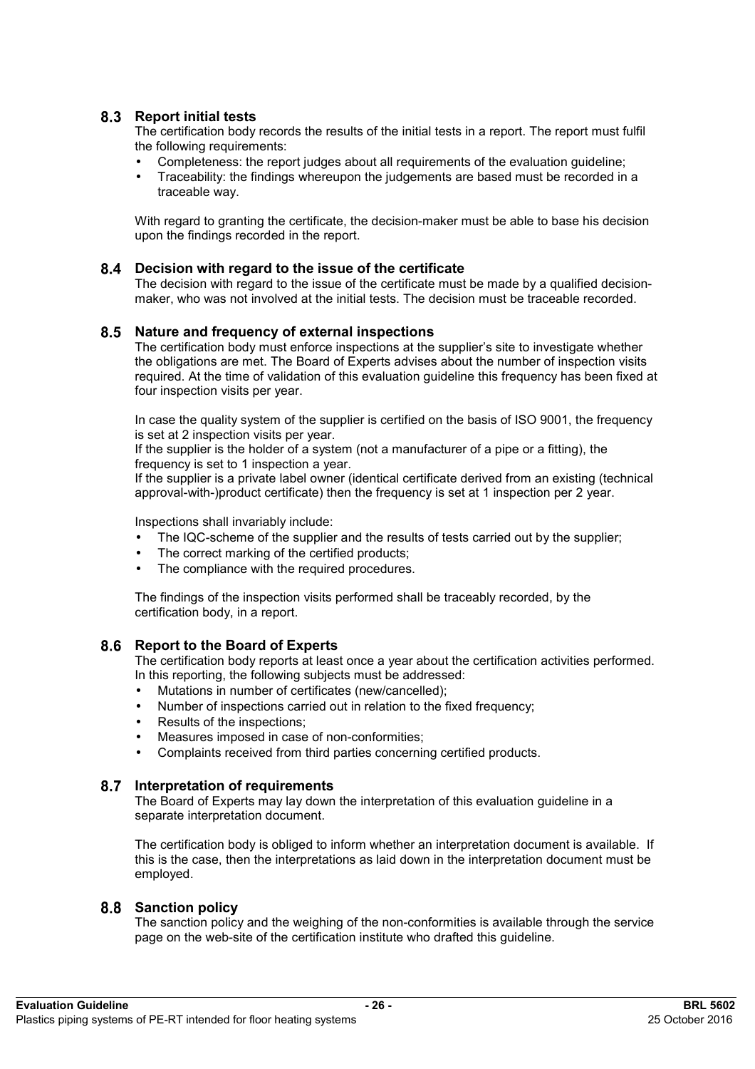## 8.3 Report initial tests

The certification body records the results of the initial tests in a report. The report must fulfil the following requirements:

- Completeness: the report judges about all requirements of the evaluation guideline;
- Traceability: the findings whereupon the judgements are based must be recorded in a traceable way.

With regard to granting the certificate, the decision-maker must be able to base his decision upon the findings recorded in the report.

## 8.4 Decision with regard to the issue of the certificate

The decision with regard to the issue of the certificate must be made by a qualified decision-maker, who was not involved at the initial tests. The decision must be traceable recorded.

## 8.5 Nature and frequency of external inspections

The certification body must enforce inspections at the supplier's site to investigate whether the obligations are met. The Board of Experts advises about the number of inspection visits required. At the time of validation of this evaluation guideline this frequency has been fixed at four inspection visits per year.

In case the quality system of the supplier is certified on the basis of ISO 9001, the frequency is set at 2 inspection visits per year.
If the supplier is the holder of a system (not a manufacturer of a pipe or a fitting), the frequency is set to 1 inspection a year.
If the supplier is a private label owner (identical certificate derived from an existing (technical approval-with-)product certificate) then the frequency is set at 1 inspection per 2 year.

Inspections shall invariably include:

- The IQC-scheme of the supplier and the results of tests carried out by the supplier;
- The correct marking of the certified products;
- The compliance with the required procedures.

The findings of the inspection visits performed shall be traceably recorded, by the certification body, in a report.

## 8.6 Report to the Board of Experts

The certification body reports at least once a year about the certification activities performed. In this reporting, the following subjects must be addressed:

- Mutations in number of certificates (new/cancelled);
- Number of inspections carried out in relation to the fixed frequency;
- Results of the inspections;
- Measures imposed in case of non-conformities;
- Complaints received from third parties concerning certified products.

## 8.7 Interpretation of requirements

The Board of Experts may lay down the interpretation of this evaluation guideline in a separate interpretation document.

The certification body is obliged to inform whether an interpretation document is available. If this is the case, then the interpretations as laid down in the interpretation document must be employed.

## 8.8 Sanction policy

The sanction policy and the weighing of the non-conformities is available through the service page on the web-site of the certification institute who drafted this guideline.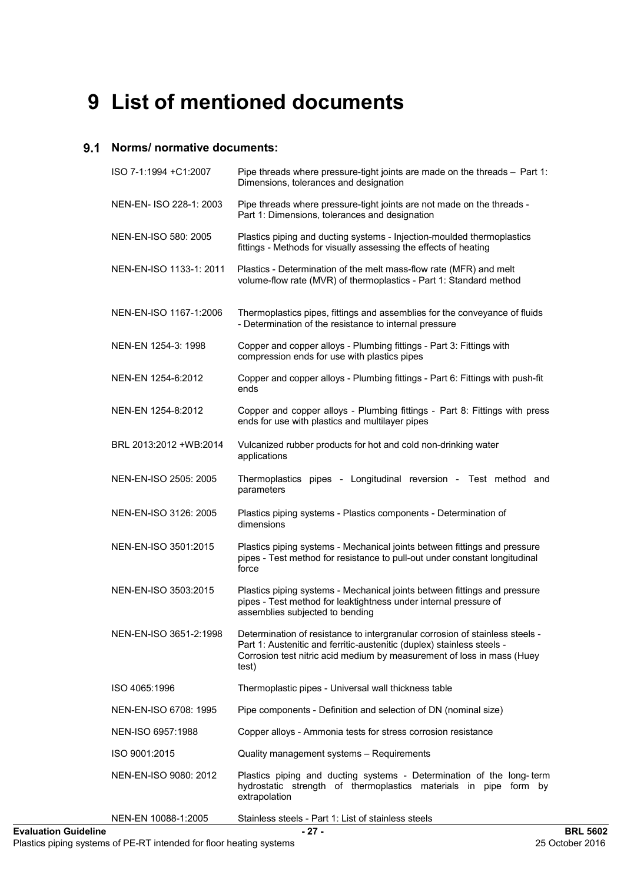# 9 List of mentioned documents

## 9.1 Norms/ normative documents:

| | |
|---|---|
| ISO 7-1:1994 +C1:2007 | Pipe threads where pressure-tight joints are made on the threads – Part 1: Dimensions, tolerances and designation |
| NEN-EN- ISO 228-1: 2003 | Pipe threads where pressure-tight joints are not made on the threads - Part 1: Dimensions, tolerances and designation |
| NEN-EN-ISO 580: 2005 | Plastics piping and ducting systems - Injection-moulded thermoplastics fittings - Methods for visually assessing the effects of heating |
| NEN-EN-ISO 1133-1: 2011 | Plastics - Determination of the melt mass-flow rate (MFR) and melt volume-flow rate (MVR) of thermoplastics - Part 1: Standard method |
| NEN-EN-ISO 1167-1:2006 | Thermoplastics pipes, fittings and assemblies for the conveyance of fluids - Determination of the resistance to internal pressure |
| NEN-EN 1254-3: 1998 | Copper and copper alloys - Plumbing fittings - Part 3: Fittings with compression ends for use with plastics pipes |
| NEN-EN 1254-6:2012 | Copper and copper alloys - Plumbing fittings - Part 6: Fittings with push-fit ends |
| NEN-EN 1254-8:2012 | Copper and copper alloys - Plumbing fittings - Part 8: Fittings with press ends for use with plastics and multilayer pipes |
| BRL 2013:2012 +WB:2014 | Vulcanized rubber products for hot and cold non-drinking water applications |
| NEN-EN-ISO 2505: 2005 | Thermoplastics pipes - Longitudinal reversion - Test method and parameters |
| NEN-EN-ISO 3126: 2005 | Plastics piping systems - Plastics components - Determination of dimensions |
| NEN-EN-ISO 3501:2015 | Plastics piping systems - Mechanical joints between fittings and pressure pipes - Test method for resistance to pull-out under constant longitudinal force |
| NEN-EN-ISO 3503:2015 | Plastics piping systems - Mechanical joints between fittings and pressure pipes - Test method for leaktightness under internal pressure of assemblies subjected to bending |
| NEN-EN-ISO 3651-2:1998 | Determination of resistance to intergranular corrosion of stainless steels - Part 1: Austenitic and ferritic-austenitic (duplex) stainless steels - Corrosion test nitric acid medium by measurement of loss in mass (Huey test) |
| ISO 4065:1996 | Thermoplastic pipes - Universal wall thickness table |
| NEN-EN-ISO 6708: 1995 | Pipe components - Definition and selection of DN (nominal size) |
| NEN-ISO 6957:1988 | Copper alloys - Ammonia tests for stress corrosion resistance |
| ISO 9001:2015 | Quality management systems – Requirements |
| NEN-EN-ISO 9080: 2012 | Plastics piping and ducting systems - Determination of the long-term hydrostatic strength of thermoplastics materials in pipe form by extrapolation |
| NEN-EN 10088-1:2005 | Stainless steels - Part 1: List of stainless steels |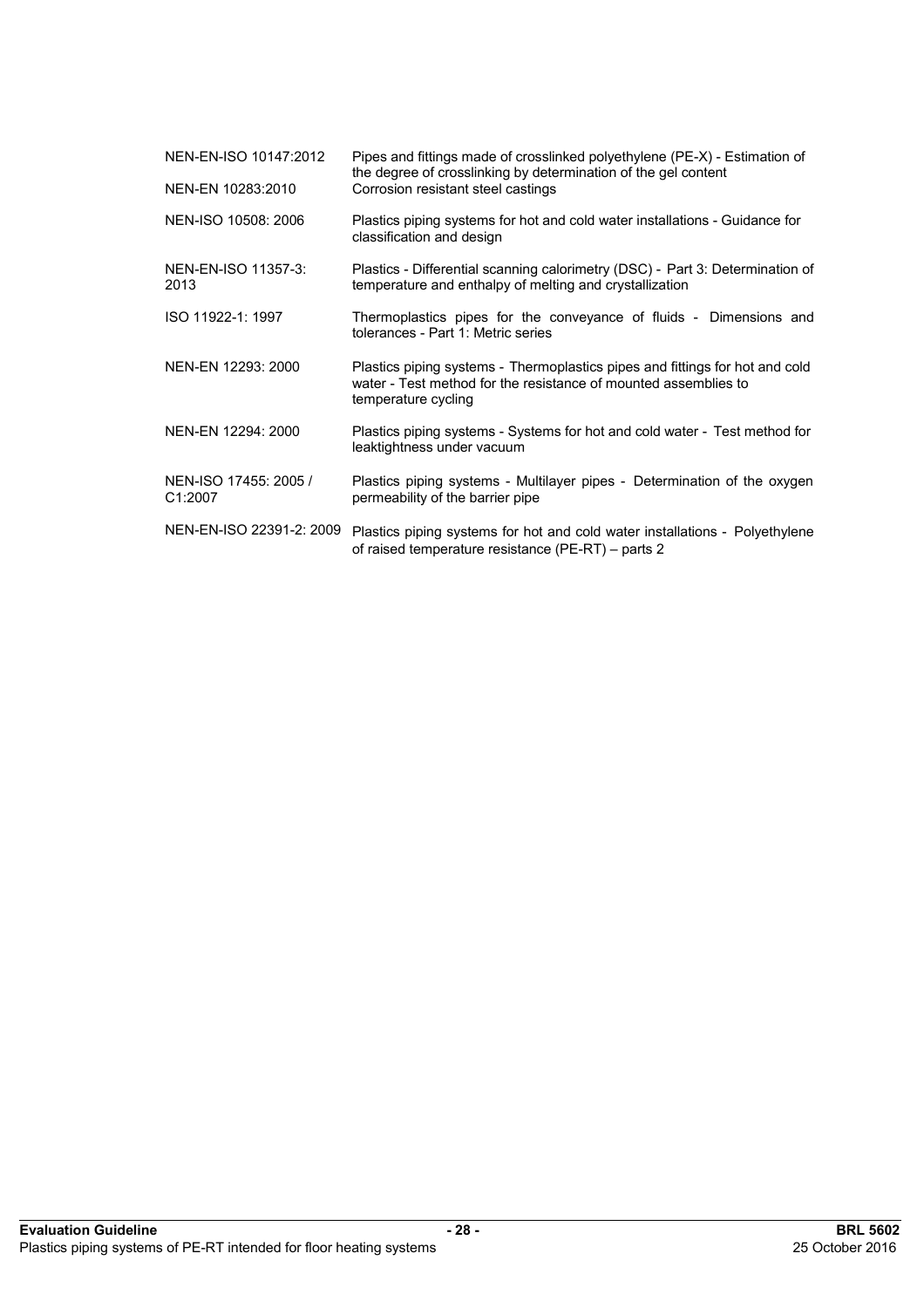| | |
|---|---|
| NEN-EN-ISO 10147:2012 | Pipes and fittings made of crosslinked polyethylene (PE-X) - Estimation of the degree of crosslinking by determination of the gel content |
| NEN-EN 10283:2010 | Corrosion resistant steel castings |
| NEN-ISO 10508: 2006 | Plastics piping systems for hot and cold water installations - Guidance for classification and design |
| NEN-EN-ISO 11357-3: 2013 | Plastics - Differential scanning calorimetry (DSC) - Part 3: Determination of temperature and enthalpy of melting and crystallization |
| ISO 11922-1: 1997 | Thermoplastics pipes for the conveyance of fluids - Dimensions and tolerances - Part 1: Metric series |
| NEN-EN 12293: 2000 | Plastics piping systems - Thermoplastics pipes and fittings for hot and cold water - Test method for the resistance of mounted assemblies to temperature cycling |
| NEN-EN 12294: 2000 | Plastics piping systems - Systems for hot and cold water - Test method for leaktightness under vacuum |
| NEN-ISO 17455: 2005 / C1:2007 | Plastics piping systems - Multilayer pipes - Determination of the oxygen permeability of the barrier pipe |
| NEN-EN-ISO 22391-2: 2009 | Plastics piping systems for hot and cold water installations - Polyethylene of raised temperature resistance (PE-RT) – parts 2 |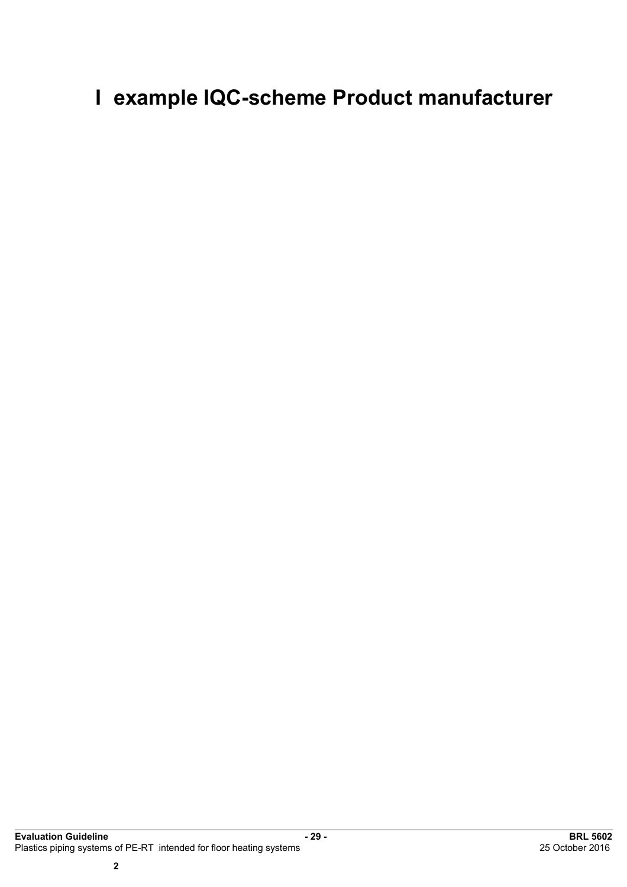# I example IQC-scheme Product manufacturer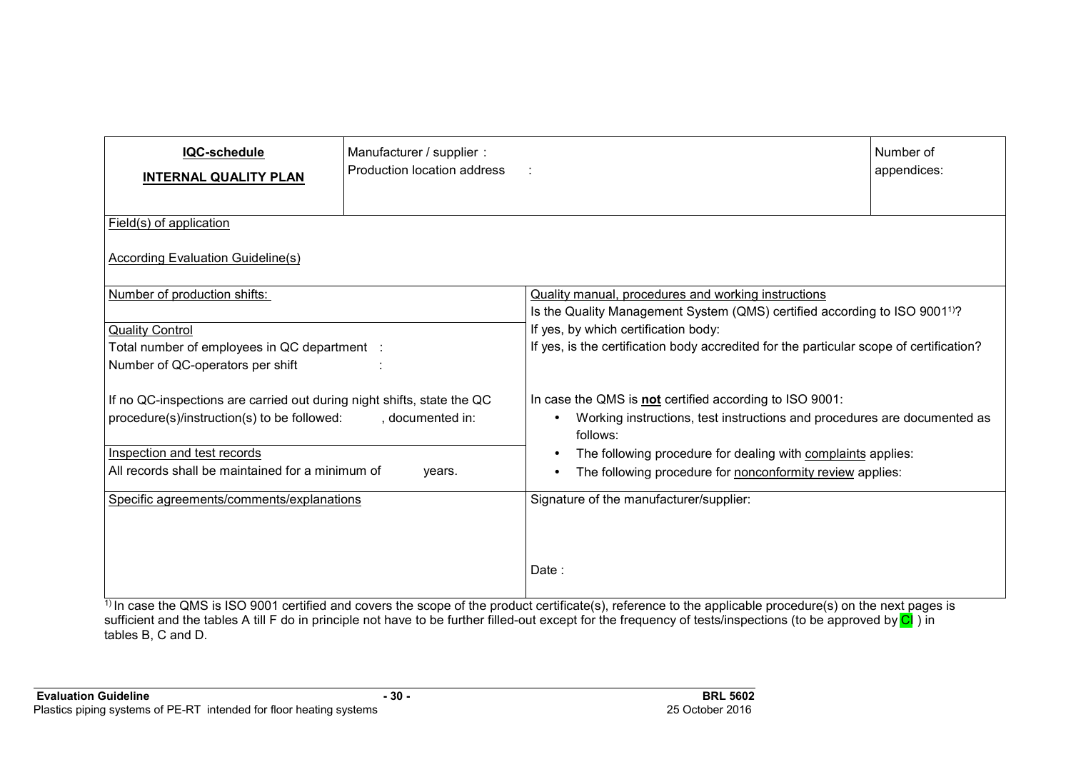| | | |
|---|---|---|
| **IQC-schedule**<br><br>**INTERNAL QUALITY PLAN** | Manufacturer / supplier :<br>Production location address : | Number of appendices: |

Field(s) of application

According Evaluation Guideline(s)

| | |
|---|---|
| Number of production shifts:<br><br>Quality Control<br>Total number of employees in QC department :<br>Number of QC-operators per shift :<br><br>If no QC-inspections are carried out during night shifts, state the QC procedure(s)/instruction(s) to be followed: , documented in:<br><br>Inspection and test records<br>All records shall be maintained for a minimum of years. | Quality manual, procedures and working instructions<br>Is the Quality Management System (QMS) certified according to ISO 9001[1]?<br>If yes, by which certification body:<br>If yes, is the certification body accredited for the particular scope of certification?<br><br>In case the QMS is **not** certified according to ISO 9001:<br>• Working instructions, test instructions and procedures are documented as follows:<br>• The following procedure for dealing with complaints applies:<br>• The following procedure for nonconformity review applies: |
| Specific agreements/comments/explanations | Signature of the manufacturer/supplier:<br><br><br>Date : |

[1] In case the QMS is ISO 9001 certified and covers the scope of the product certificate(s), reference to the applicable procedure(s) on the next pages is sufficient and the tables A till F do in principle not have to be further filled-out except for the frequency of tests/inspections (to be approved by CI ) in tables B, C and D.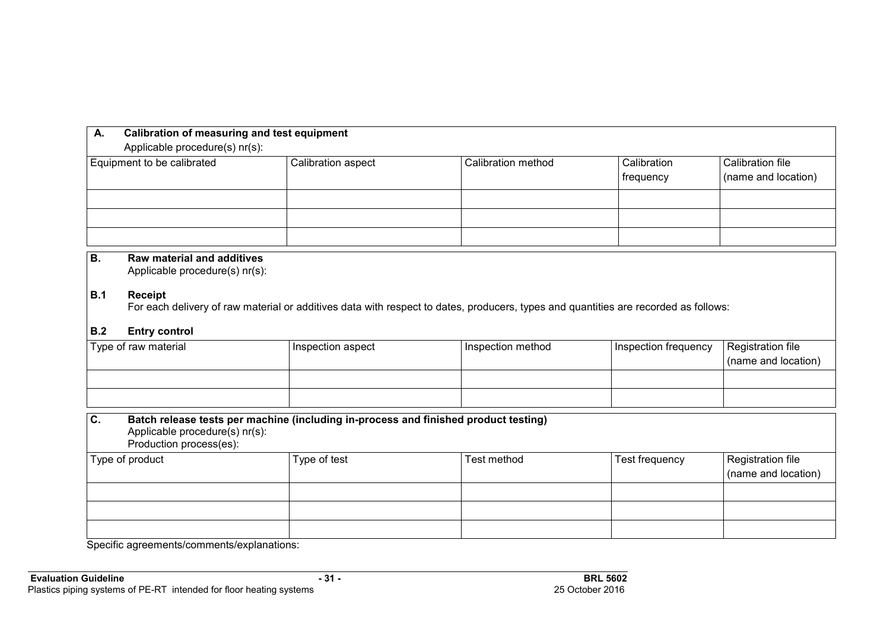**A. Calibration of measuring and test equipment**

Applicable procedure(s) nr(s):

| Equipment to be calibrated | Calibration aspect | Calibration method | Calibration frequency | Calibration file (name and location) |
|---|---|---|---|---|
| | | | | |
| | | | | |
| | | | | |

**B. Raw material and additives**

Applicable procedure(s) nr(s):

**B.1 Receipt**

For each delivery of raw material or additives data with respect to dates, producers, types and quantities are recorded as follows:

**B.2 Entry control**

| Type of raw material | Inspection aspect | Inspection method | Inspection frequency | Registration file (name and location) |
|---|---|---|---|---|
| | | | | |
| | | | | |

**C. Batch release tests per machine (including in-process and finished product testing)**

Applicable procedure(s) nr(s):

Production process(es):

| Type of product | Type of test | Test method | Test frequency | Registration file (name and location) |
|---|---|---|---|---|
| | | | | |
| | | | | |
| | | | | |

Specific agreements/comments/explanations: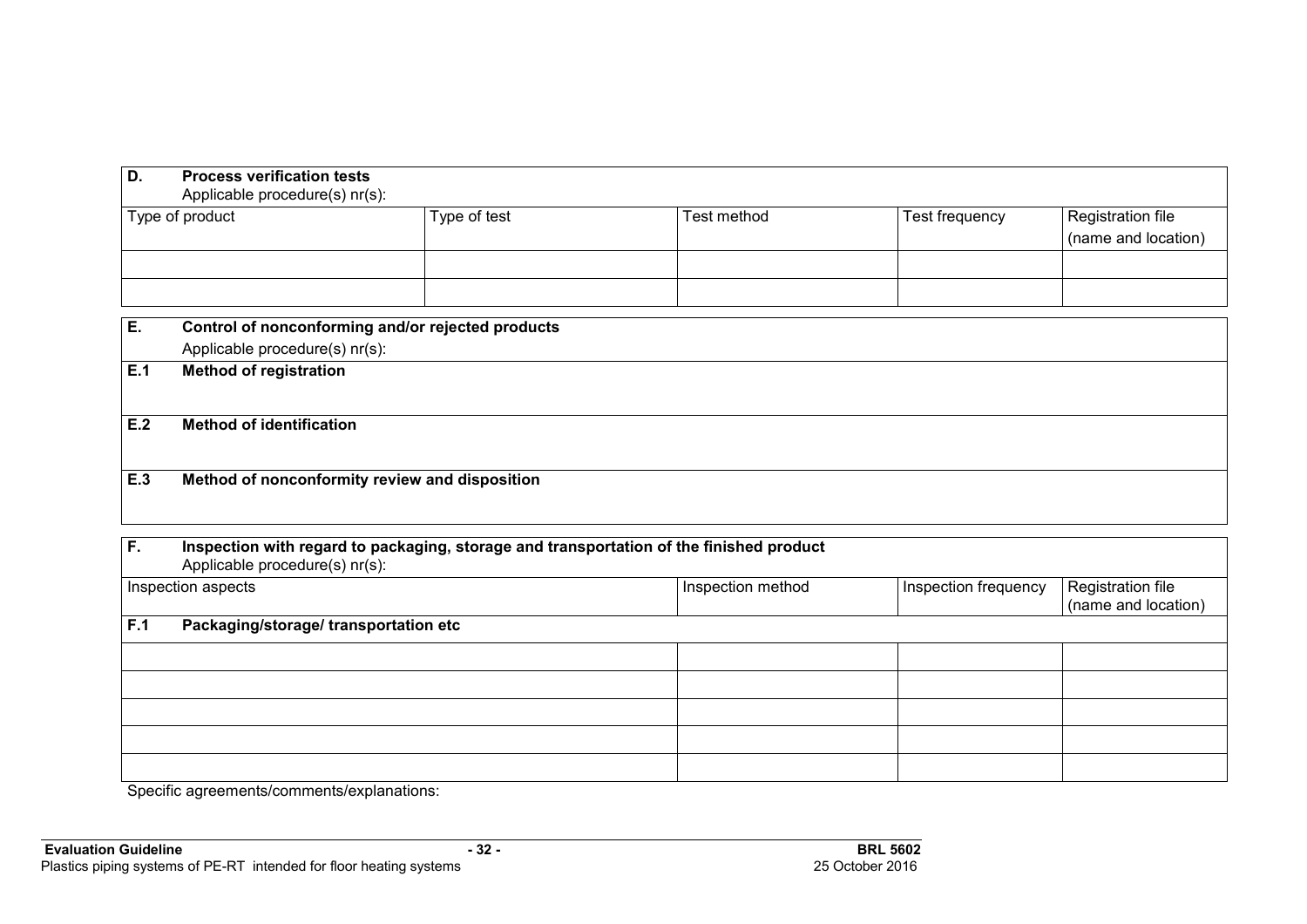| **D. Process verification tests**<br>Applicable procedure(s) nr(s): | | | | |
|---|---|---|---|---|
| Type of product | Type of test | Test method | Test frequency | Registration file (name and location) |
| | | | | |
| | | | | |

| **E. Control of nonconforming and/or rejected products**<br>Applicable procedure(s) nr(s): |
|---|
| **E.1 Method of registration** |
| **E.2 Method of identification** |
| **E.3 Method of nonconformity review and disposition** |

| **F. Inspection with regard to packaging, storage and transportation of the finished product**<br>Applicable procedure(s) nr(s): | | | |
|---|---|---|---|
| Inspection aspects | Inspection method | Inspection frequency | Registration file (name and location) |
| **F.1 Packaging/storage/ transportation etc** | | | |
| | | | |
| | | | |
| | | | |
| | | | |
| | | | |

Specific agreements/comments/explanations: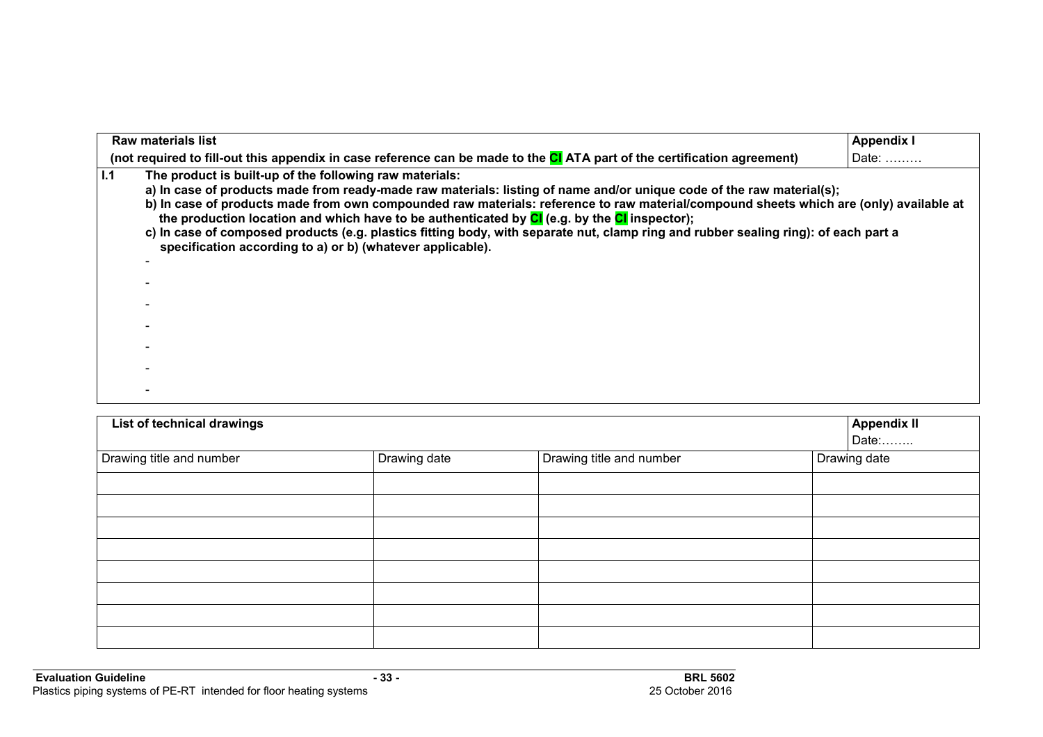| **Raw materials list** | **Appendix I** |
|---|---|
| **(not required to fill-out this appendix in case reference can be made to the CI ATA part of the certification agreement)** | Date: ……… |

**I.1 The product is built-up of the following raw materials:**

**a) In case of products made from ready-made raw materials: listing of name and/or unique code of the raw material(s);**

**b) In case of products made from own compounded raw materials: reference to raw material/compound sheets which are (only) available at the production location and which have to be authenticated by CI (e.g. by the CI inspector);**

**c) In case of composed products (e.g. plastics fitting body, with separate nut, clamp ring and rubber sealing ring): of each part a specification according to a) or b) (whatever applicable).**

-
-
-
-
-
-
-

| **List of technical drawings** | | | **Appendix II** Date:…….. |
|---|---|---|---|
| Drawing title and number | Drawing date | Drawing title and number | Drawing date |
| | | | |
| | | | |
| | | | |
| | | | |
| | | | |
| | | | |
| | | | |
| | | | |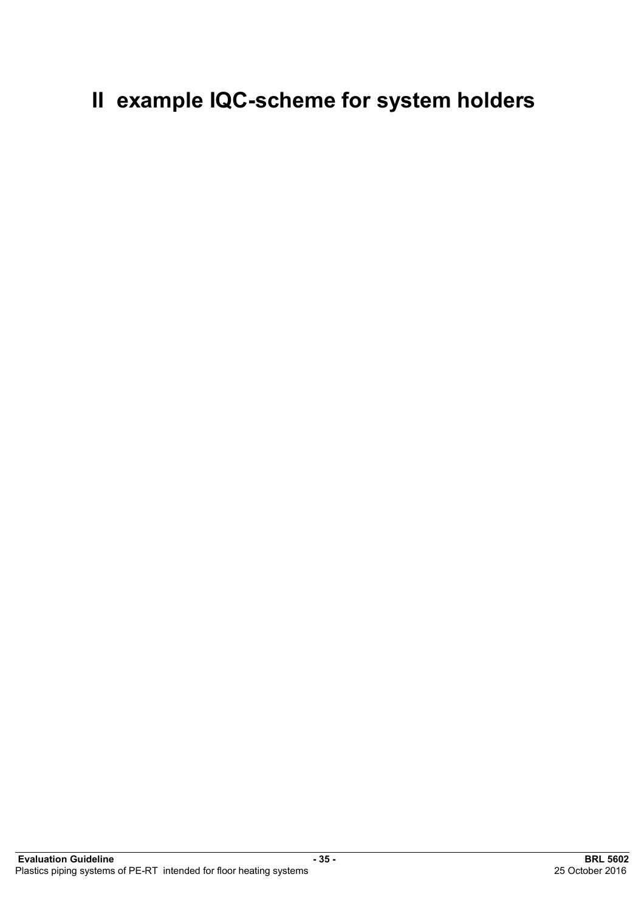# II example IQC-scheme for system holders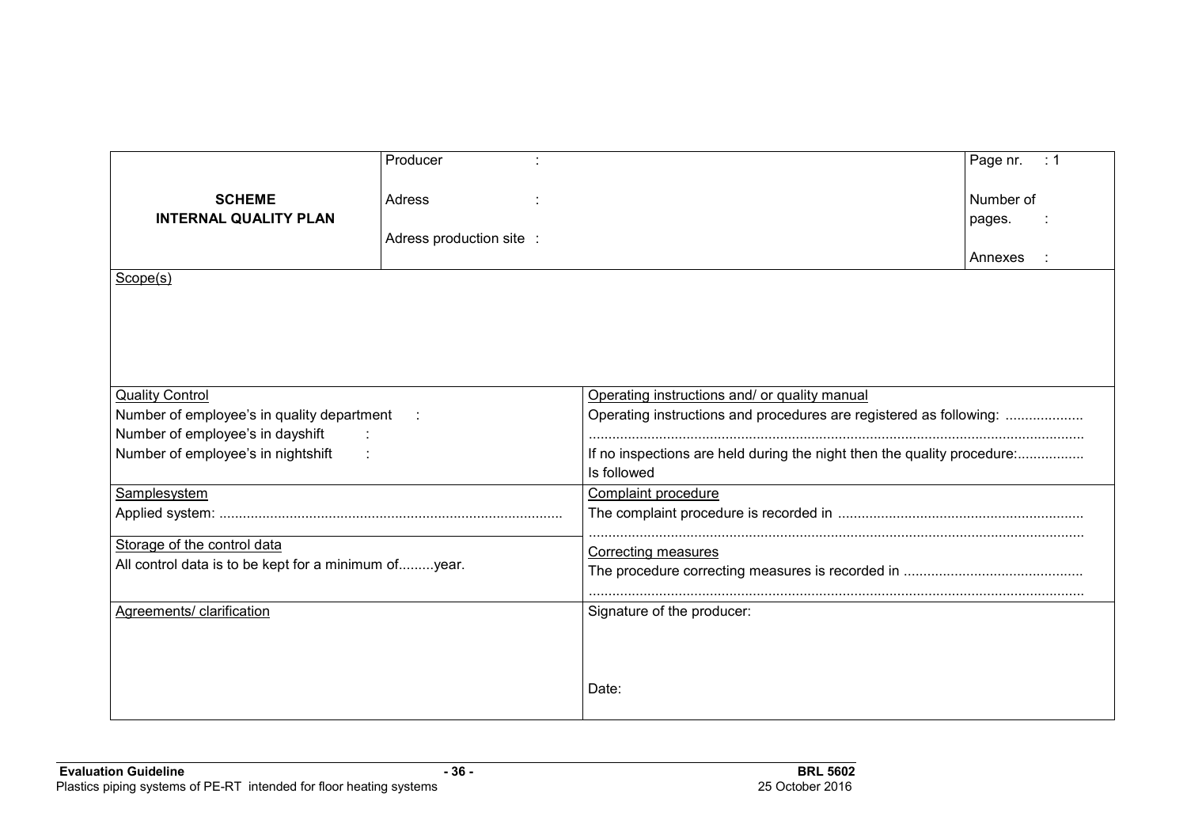| | | |
|---|---|---|
| **SCHEME**<br>**INTERNAL QUALITY PLAN** | Producer :<br><br>Adress :<br><br>Adress production site : | Page nr. : 1<br><br>Number of pages. :<br><br>Annexes : |

Scope(s)

| | |
|---|---|
| Quality Control<br>Number of employee's in quality department :<br>Number of employee's in dayshift :<br>Number of employee's in nightshift : | Operating instructions and/ or quality manual<br>Operating instructions and procedures are registered as following: ....................<br>.............................................................................................................................<br>If no inspections are held during the night then the quality procedure:.................<br>Is followed |
| Samplesystem<br>Applied system: ....................................................................................... | Complaint procedure<br>The complaint procedure is recorded in .............................................................<br>............................................................................................................................. |
| Storage of the control data<br>All control data is to be kept for a minimum of.........year. | Correcting measures<br>The procedure correcting measures is recorded in .............................................<br>............................................................................................................................. |
| Agreements/ clarification | Signature of the producer:<br><br><br>Date: |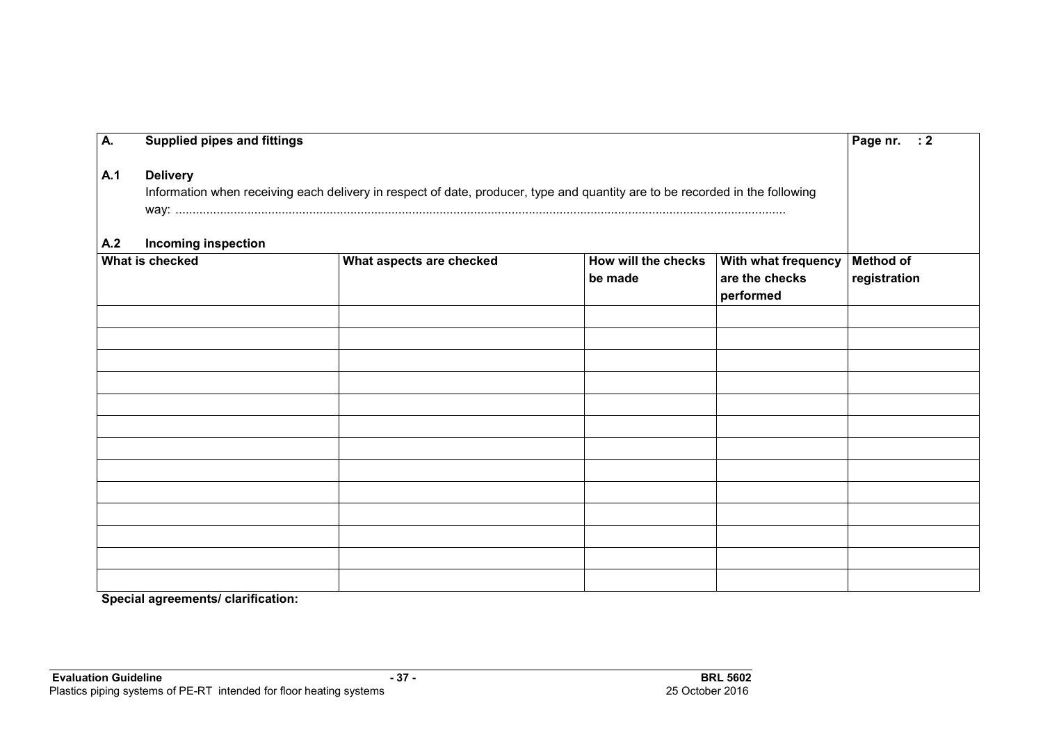| A. | Supplied pipes and fittings | | | Page nr. : 2 |
|---|---|---|---|---|

**A. Supplied pipes and fittings** — Page nr. : 2

**A.1 Delivery**

Information when receiving each delivery in respect of date, producer, type and quantity are to be recorded in the following way: ...............................................................................................................................................................

**A.2 Incoming inspection**

| What is checked | What aspects are checked | How will the checks be made | With what frequency are the checks performed | Method of registration |
|---|---|---|---|---|
| | | | | |
| | | | | |
| | | | | |
| | | | | |
| | | | | |
| | | | | |
| | | | | |
| | | | | |
| | | | | |
| | | | | |
| | | | | |
| | | | | |
| | | | | |

**Special agreements/ clarification:**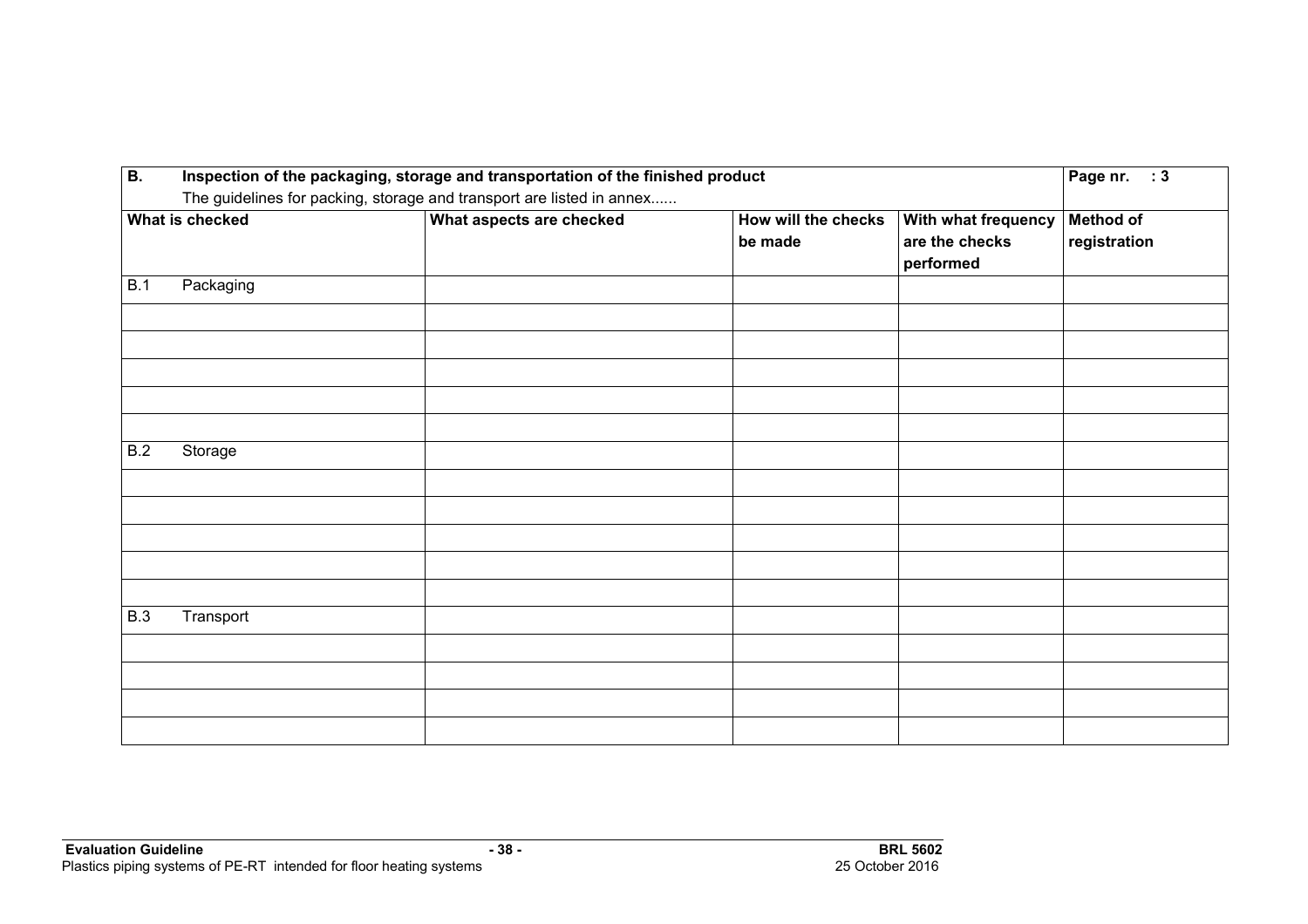| B. Inspection of the packaging, storage and transportation of the finished product<br>The guidelines for packing, storage and transport are listed in annex...... | | | | Page nr. : 3 |
|---|---|---|---|---|
| **What is checked** | **What aspects are checked** | **How will the checks be made** | **With what frequency are the checks performed** | **Method of registration** |
| B.1 Packaging | | | | |
| | | | | |
| | | | | |
| | | | | |
| | | | | |
| | | | | |
| B.2 Storage | | | | |
| | | | | |
| | | | | |
| | | | | |
| | | | | |
| | | | | |
| B.3 Transport | | | | |
| | | | | |
| | | | | |
| | | | | |
| | | | | |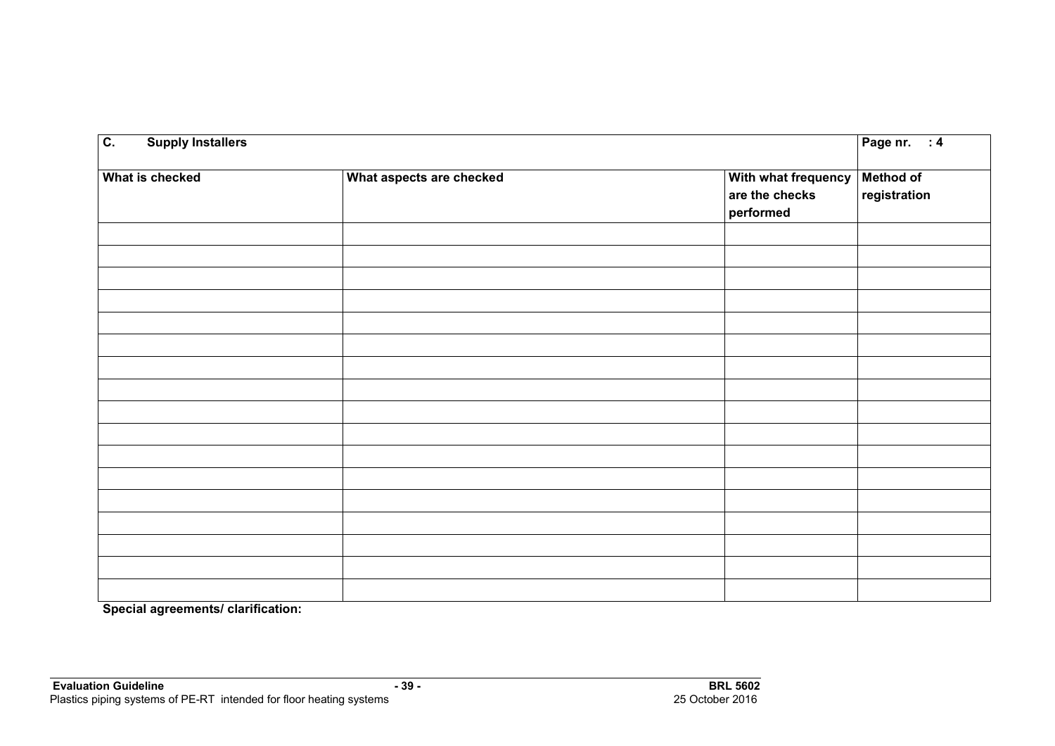| C. Supply Installers | | | Page nr. : 4 |
|---|---|---|---|
| **What is checked** | **What aspects are checked** | **With what frequency are the checks performed** | **Method of registration** |
| | | | |
| | | | |
| | | | |
| | | | |
| | | | |
| | | | |
| | | | |
| | | | |
| | | | |
| | | | |
| | | | |
| | | | |
| | | | |
| | | | |
| | | | |
| | | | |
| | | | |

**Special agreements/ clarification:**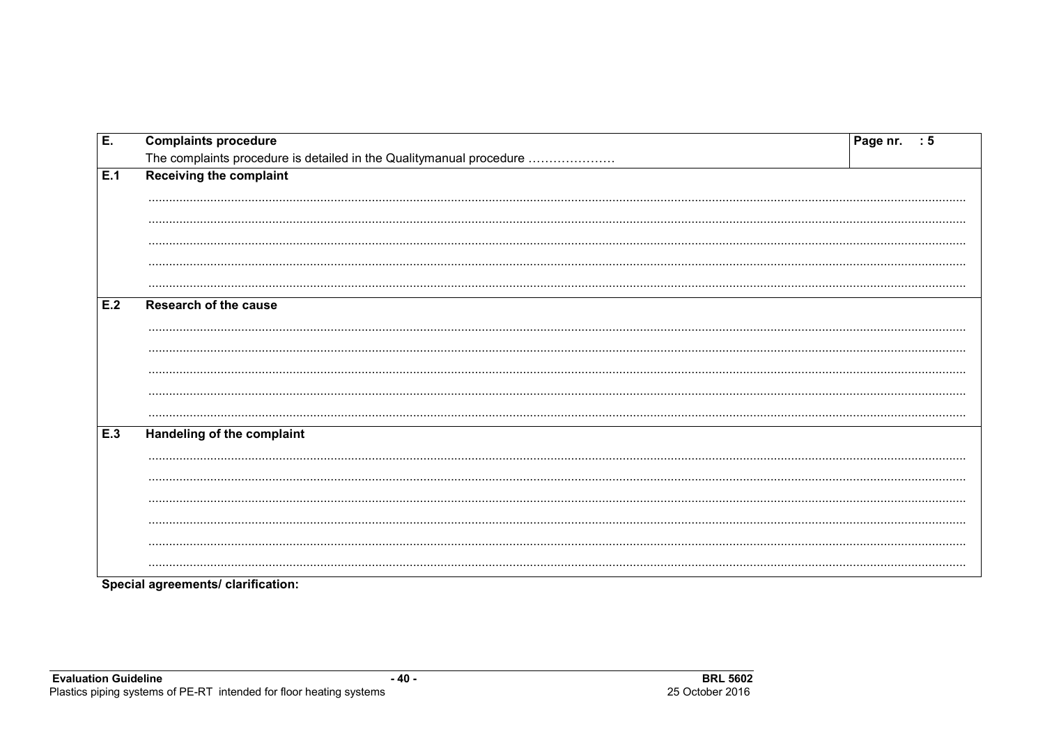| E. | Complaints procedure | Page nr. : 5 |
|---|---|---|
| | The complaints procedure is detailed in the Qualitymanual procedure ………………… | |
| E.1 | **Receiving the complaint** | |
| | ……………………………………………………………………………………………………… | |
| | ……………………………………………………………………………………………………… | |
| | ……………………………………………………………………………………………………… | |
| | ……………………………………………………………………………………………………… | |
| | ……………………………………………………………………………………………………… | |
| E.2 | **Research of the cause** | |
| | ……………………………………………………………………………………………………… | |
| | ……………………………………………………………………………………………………… | |
| | ……………………………………………………………………………………………………… | |
| | ……………………………………………………………………………………………………… | |
| | ……………………………………………………………………………………………………… | |
| E.3 | **Handeling of the complaint** | |
| | ……………………………………………………………………………………………………… | |
| | ……………………………………………………………………………………………………… | |
| | ……………………………………………………………………………………………………… | |
| | ……………………………………………………………………………………………………… | |
| | ……………………………………………………………………………………………………… | |
| | ……………………………………………………………………………………………………… | |

**Special agreements/ clarification:**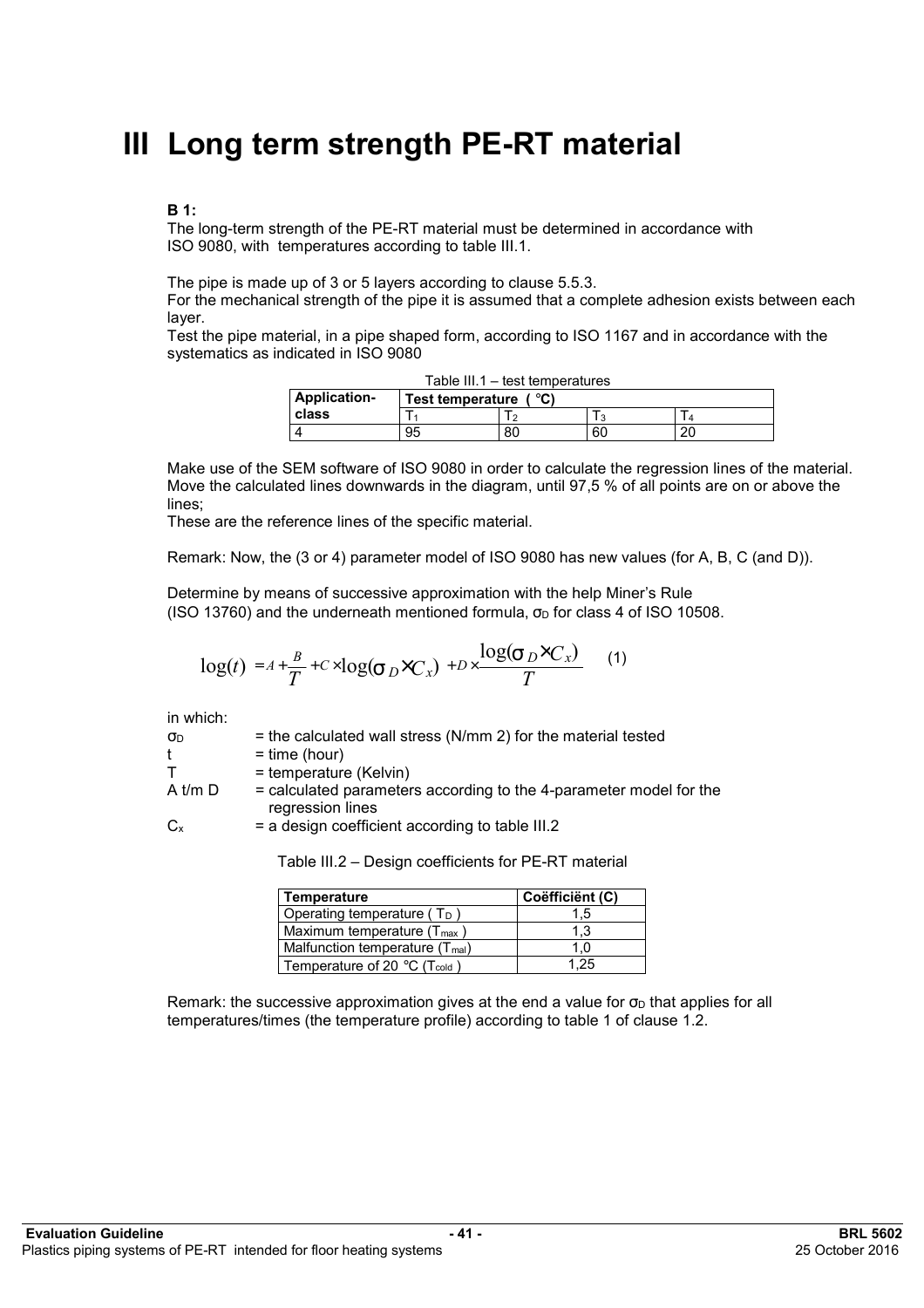# III Long term strength PE-RT material

**B 1:**
The long-term strength of the PE-RT material must be determined in accordance with ISO 9080, with temperatures according to table III.1.

The pipe is made up of 3 or 5 layers according to clause 5.5.3.
For the mechanical strength of the pipe it is assumed that a complete adhesion exists between each layer.
Test the pipe material, in a pipe shaped form, according to ISO 1167 and in accordance with the systematics as indicated in ISO 9080

Table III.1 – test temperatures

| **Application-class** | **Test temperature (°C)** | | | |
|---|---|---|---|---|
| | $T_1$ | $T_2$ | $T_3$ | $T_4$ |
| 4 | 95 | 80 | 60 | 20 |

Make use of the SEM software of ISO 9080 in order to calculate the regression lines of the material. Move the calculated lines downwards in the diagram, until 97,5 % of all points are on or above the lines;
These are the reference lines of the specific material.

Remark: Now, the (3 or 4) parameter model of ISO 9080 has new values (for A, B, C (and D)).

Determine by means of successive approximation with the help Miner's Rule (ISO 13760) and the underneath mentioned formula, $\sigma_D$ for class 4 of ISO 10508.

$$\log(t) = A + \frac{B}{T} + C \times \log(\sigma_D \times C_x) + D \times \frac{\log(\sigma_D \times C_x)}{T} \qquad (1)$$

in which:

- $\sigma_D$ = the calculated wall stress (N/mm 2) for the material tested
- t = time (hour)
- T = temperature (Kelvin)
- A t/m D = calculated parameters according to the 4-parameter model for the regression lines
- $C_x$ = a design coefficient according to table III.2

Table III.2 – Design coefficients for PE-RT material

| **Temperature** | **Coëfficiënt (C)** |
|---|---|
| Operating temperature ( $T_D$ ) | 1,5 |
| Maximum temperature ($T_{max}$ ) | 1,3 |
| Malfunction temperature ($T_{mal}$) | 1,0 |
| Temperature of 20 °C ($T_{cold}$ ) | 1,25 |

Remark: the successive approximation gives at the end a value for $\sigma_D$ that applies for all temperatures/times (the temperature profile) according to table 1 of clause 1.2.